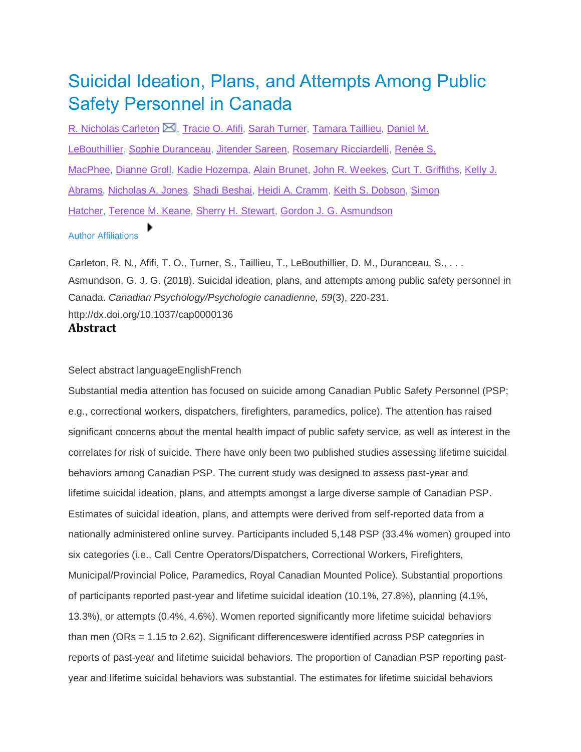# Suicidal Ideation, Plans, and Attempts Among Public Safety Personnel in Canada

R. Nicholas Carleton, Tracie O. Afifi, Sarah Turner, Tamara Taillieu, Daniel M. LeBouthillier, Sophie Duranceau, Jitender Sareen, Rosemary Ricciardelli, Renée S. MacPhee, Dianne Groll, Kadie Hozempa, Alain Brunet, John R. Weekes, Curt T. Griffiths, Kelly J. Abrams, Nicholas A. Jones, Shadi Beshai, Heidi A. Cramm, Keith S. Dobson, Simon Hatcher, Terence M. Keane, Sherry H. Stewart, Gordon J. G. Asmundson

Author Affiliations

Carleton, R. N., Afifi, T. O., Turner, S., Taillieu, T., LeBouthillier, D. M., Duranceau, S., . . . Asmundson, G. J. G. (2018). Suicidal ideation, plans, and attempts among public safety personnel in Canada. *Canadian Psychology/Psychologie canadienne, 59*(3), 220-231. http://dx.doi.org/10.1037/cap0000136

## Abstract

Select abstract languageEnglishFrench

Substantial media attention has focused on suicide among Canadian Public Safety Personnel (PSP; e.g., correctional workers, dispatchers, firefighters, paramedics, police). The attention has raised significant concerns about the mental health impact of public safety service, as well as interest in the correlates for risk of suicide. There have only been two published studies assessing lifetime suicidal behaviors among Canadian PSP. The current study was designed to assess past-year and lifetime suicidal ideation, plans, and attempts amongst a large diverse sample of Canadian PSP. Estimates of suicidal ideation, plans, and attempts were derived from self-reported data from a nationally administered online survey. Participants included 5,148 PSP (33.4% women) grouped into six categories (i.e., Call Centre Operators/Dispatchers, Correctional Workers, Firefighters, Municipal/Provincial Police, Paramedics, Royal Canadian Mounted Police). Substantial proportions of participants reported past-year and lifetime suicidal ideation (10.1%, 27.8%), planning (4.1%, 13.3%), or attempts (0.4%, 4.6%). Women reported significantly more lifetime suicidal behaviors than men (ORs = 1.15 to 2.62). Significant differenceswere identified across PSP categories in reports of past-year and lifetime suicidal behaviors. The proportion of Canadian PSP reporting past-year and lifetime suicidal behaviors was substantial. The estimates for lifetime suicidal behaviors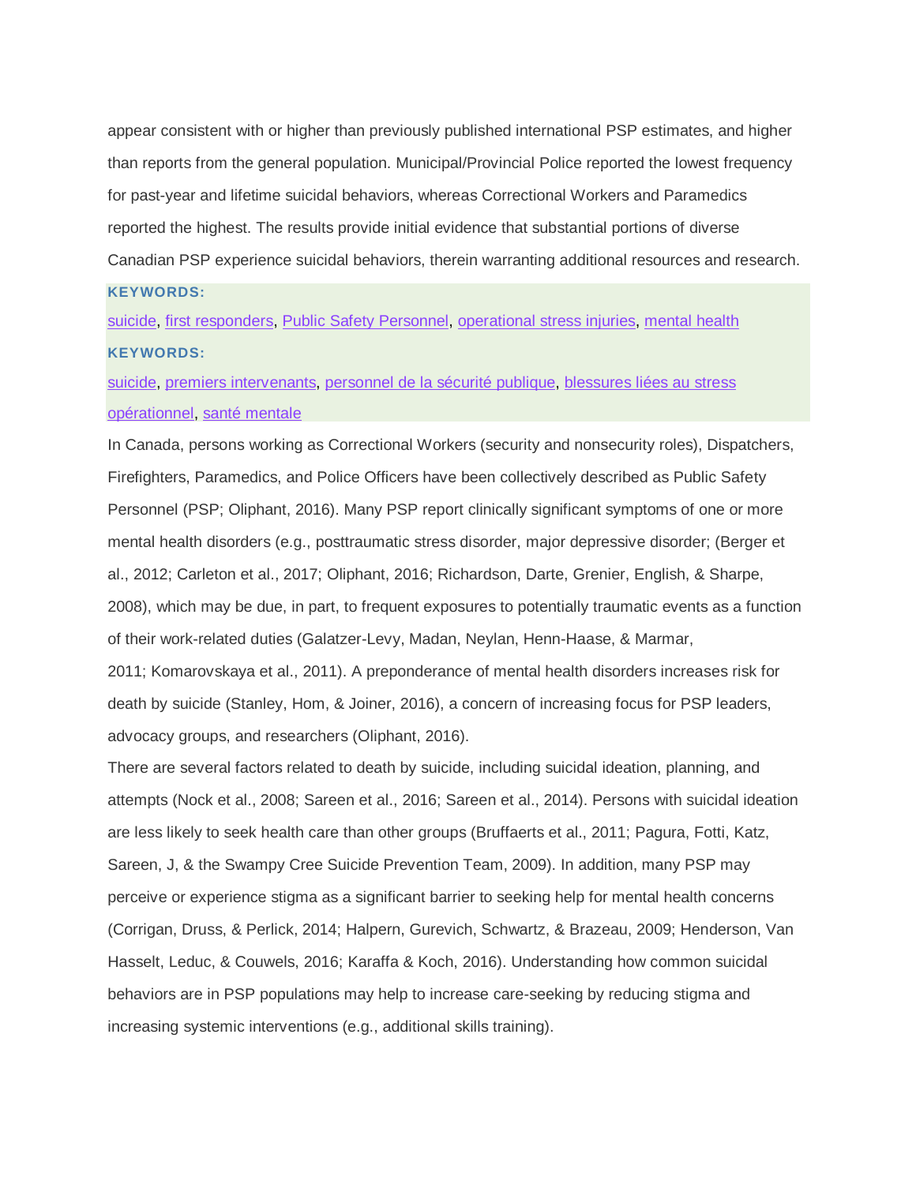appear consistent with or higher than previously published international PSP estimates, and higher than reports from the general population. Municipal/Provincial Police reported the lowest frequency for past-year and lifetime suicidal behaviors, whereas Correctional Workers and Paramedics reported the highest. The results provide initial evidence that substantial portions of diverse Canadian PSP experience suicidal behaviors, therein warranting additional resources and research.

**KEYWORDS:**

suicide, first responders, Public Safety Personnel, operational stress injuries, mental health

**KEYWORDS:**

suicide, premiers intervenants, personnel de la sécurité publique, blessures liées au stress opérationnel, santé mentale

In Canada, persons working as Correctional Workers (security and nonsecurity roles), Dispatchers, Firefighters, Paramedics, and Police Officers have been collectively described as Public Safety Personnel (PSP; Oliphant, 2016). Many PSP report clinically significant symptoms of one or more mental health disorders (e.g., posttraumatic stress disorder, major depressive disorder; (Berger et al., 2012; Carleton et al., 2017; Oliphant, 2016; Richardson, Darte, Grenier, English, & Sharpe, 2008), which may be due, in part, to frequent exposures to potentially traumatic events as a function of their work-related duties (Galatzer-Levy, Madan, Neylan, Henn-Haase, & Marmar, 2011; Komarovskaya et al., 2011). A preponderance of mental health disorders increases risk for death by suicide (Stanley, Hom, & Joiner, 2016), a concern of increasing focus for PSP leaders, advocacy groups, and researchers (Oliphant, 2016).

There are several factors related to death by suicide, including suicidal ideation, planning, and attempts (Nock et al., 2008; Sareen et al., 2016; Sareen et al., 2014). Persons with suicidal ideation are less likely to seek health care than other groups (Bruffaerts et al., 2011; Pagura, Fotti, Katz, Sareen, J, & the Swampy Cree Suicide Prevention Team, 2009). In addition, many PSP may perceive or experience stigma as a significant barrier to seeking help for mental health concerns (Corrigan, Druss, & Perlick, 2014; Halpern, Gurevich, Schwartz, & Brazeau, 2009; Henderson, Van Hasselt, Leduc, & Couwels, 2016; Karaffa & Koch, 2016). Understanding how common suicidal behaviors are in PSP populations may help to increase care-seeking by reducing stigma and increasing systemic interventions (e.g., additional skills training).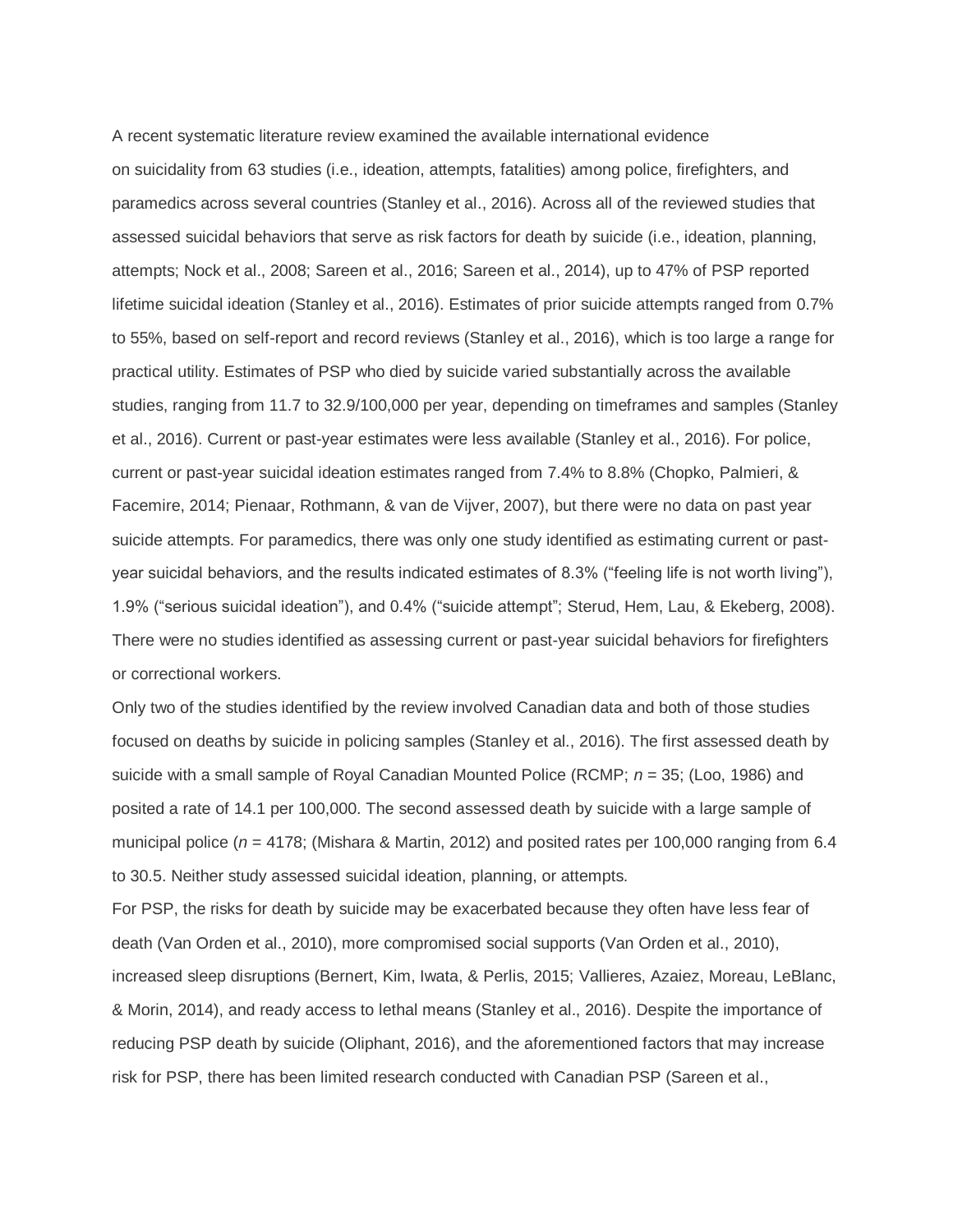A recent systematic literature review examined the available international evidence on suicidality from 63 studies (i.e., ideation, attempts, fatalities) among police, firefighters, and paramedics across several countries (Stanley et al., 2016). Across all of the reviewed studies that assessed suicidal behaviors that serve as risk factors for death by suicide (i.e., ideation, planning, attempts; Nock et al., 2008; Sareen et al., 2016; Sareen et al., 2014), up to 47% of PSP reported lifetime suicidal ideation (Stanley et al., 2016). Estimates of prior suicide attempts ranged from 0.7% to 55%, based on self-report and record reviews (Stanley et al., 2016), which is too large a range for practical utility. Estimates of PSP who died by suicide varied substantially across the available studies, ranging from 11.7 to 32.9/100,000 per year, depending on timeframes and samples (Stanley et al., 2016). Current or past-year estimates were less available (Stanley et al., 2016). For police, current or past-year suicidal ideation estimates ranged from 7.4% to 8.8% (Chopko, Palmieri, & Facemire, 2014; Pienaar, Rothmann, & van de Vijver, 2007), but there were no data on past year suicide attempts. For paramedics, there was only one study identified as estimating current or past-year suicidal behaviors, and the results indicated estimates of 8.3% ("feeling life is not worth living"), 1.9% ("serious suicidal ideation"), and 0.4% ("suicide attempt"; Sterud, Hem, Lau, & Ekeberg, 2008). There were no studies identified as assessing current or past-year suicidal behaviors for firefighters or correctional workers.

Only two of the studies identified by the review involved Canadian data and both of those studies focused on deaths by suicide in policing samples (Stanley et al., 2016). The first assessed death by suicide with a small sample of Royal Canadian Mounted Police (RCMP; *n* = 35; (Loo, 1986) and posited a rate of 14.1 per 100,000. The second assessed death by suicide with a large sample of municipal police (*n* = 4178; (Mishara & Martin, 2012) and posited rates per 100,000 ranging from 6.4 to 30.5. Neither study assessed suicidal ideation, planning, or attempts.

For PSP, the risks for death by suicide may be exacerbated because they often have less fear of death (Van Orden et al., 2010), more compromised social supports (Van Orden et al., 2010), increased sleep disruptions (Bernert, Kim, Iwata, & Perlis, 2015; Vallieres, Azaiez, Moreau, LeBlanc, & Morin, 2014), and ready access to lethal means (Stanley et al., 2016). Despite the importance of reducing PSP death by suicide (Oliphant, 2016), and the aforementioned factors that may increase risk for PSP, there has been limited research conducted with Canadian PSP (Sareen et al.,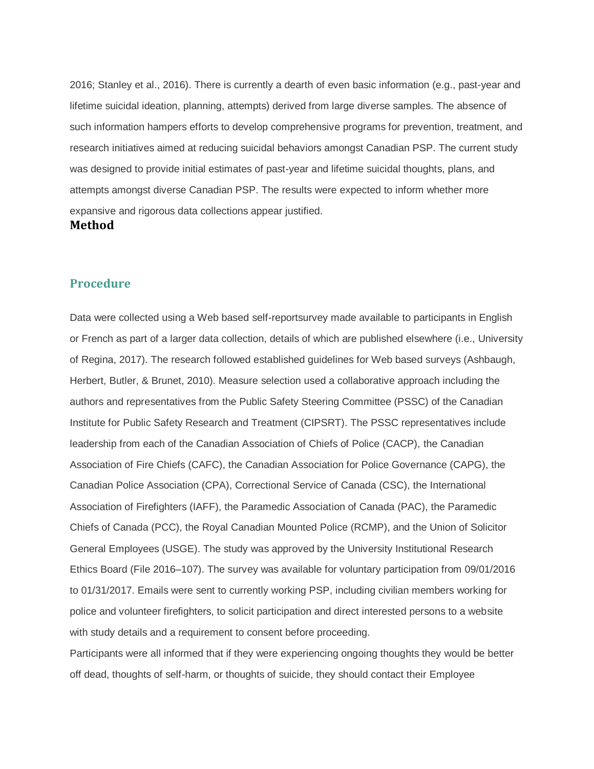2016; Stanley et al., 2016). There is currently a dearth of even basic information (e.g., past-year and lifetime suicidal ideation, planning, attempts) derived from large diverse samples. The absence of such information hampers efforts to develop comprehensive programs for prevention, treatment, and research initiatives aimed at reducing suicidal behaviors amongst Canadian PSP. The current study was designed to provide initial estimates of past-year and lifetime suicidal thoughts, plans, and attempts amongst diverse Canadian PSP. The results were expected to inform whether more expansive and rigorous data collections appear justified.

# Method

## Procedure

Data were collected using a Web based self-reportsurvey made available to participants in English or French as part of a larger data collection, details of which are published elsewhere (i.e., University of Regina, 2017). The research followed established guidelines for Web based surveys (Ashbaugh, Herbert, Butler, & Brunet, 2010). Measure selection used a collaborative approach including the authors and representatives from the Public Safety Steering Committee (PSSC) of the Canadian Institute for Public Safety Research and Treatment (CIPSRT). The PSSC representatives include leadership from each of the Canadian Association of Chiefs of Police (CACP), the Canadian Association of Fire Chiefs (CAFC), the Canadian Association for Police Governance (CAPG), the Canadian Police Association (CPA), Correctional Service of Canada (CSC), the International Association of Firefighters (IAFF), the Paramedic Association of Canada (PAC), the Paramedic Chiefs of Canada (PCC), the Royal Canadian Mounted Police (RCMP), and the Union of Solicitor General Employees (USGE). The study was approved by the University Institutional Research Ethics Board (File 2016–107). The survey was available for voluntary participation from 09/01/2016 to 01/31/2017. Emails were sent to currently working PSP, including civilian members working for police and volunteer firefighters, to solicit participation and direct interested persons to a website with study details and a requirement to consent before proceeding.

Participants were all informed that if they were experiencing ongoing thoughts they would be better off dead, thoughts of self-harm, or thoughts of suicide, they should contact their Employee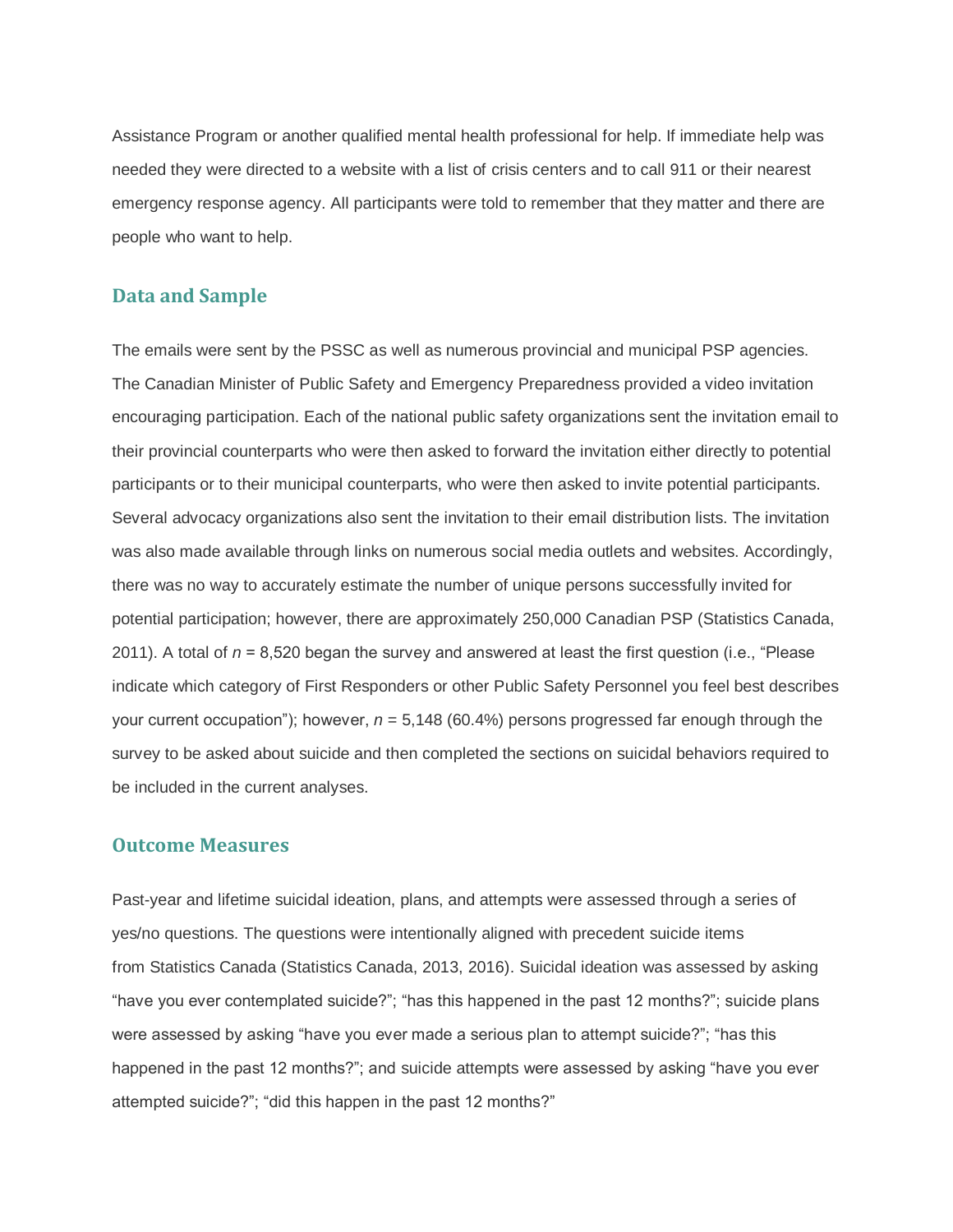Assistance Program or another qualified mental health professional for help. If immediate help was needed they were directed to a website with a list of crisis centers and to call 911 or their nearest emergency response agency. All participants were told to remember that they matter and there are people who want to help.

## Data and Sample

The emails were sent by the PSSC as well as numerous provincial and municipal PSP agencies. The Canadian Minister of Public Safety and Emergency Preparedness provided a video invitation encouraging participation. Each of the national public safety organizations sent the invitation email to their provincial counterparts who were then asked to forward the invitation either directly to potential participants or to their municipal counterparts, who were then asked to invite potential participants. Several advocacy organizations also sent the invitation to their email distribution lists. The invitation was also made available through links on numerous social media outlets and websites. Accordingly, there was no way to accurately estimate the number of unique persons successfully invited for potential participation; however, there are approximately 250,000 Canadian PSP (Statistics Canada, 2011). A total of $n$ = 8,520 began the survey and answered at least the first question (i.e., "Please indicate which category of First Responders or other Public Safety Personnel you feel best describes your current occupation"); however, $n$ = 5,148 (60.4%) persons progressed far enough through the survey to be asked about suicide and then completed the sections on suicidal behaviors required to be included in the current analyses.

## Outcome Measures

Past-year and lifetime suicidal ideation, plans, and attempts were assessed through a series of yes/no questions. The questions were intentionally aligned with precedent suicide items from Statistics Canada (Statistics Canada, 2013, 2016). Suicidal ideation was assessed by asking "have you ever contemplated suicide?"; "has this happened in the past 12 months?"; suicide plans were assessed by asking "have you ever made a serious plan to attempt suicide?"; "has this happened in the past 12 months?"; and suicide attempts were assessed by asking "have you ever attempted suicide?"; "did this happen in the past 12 months?"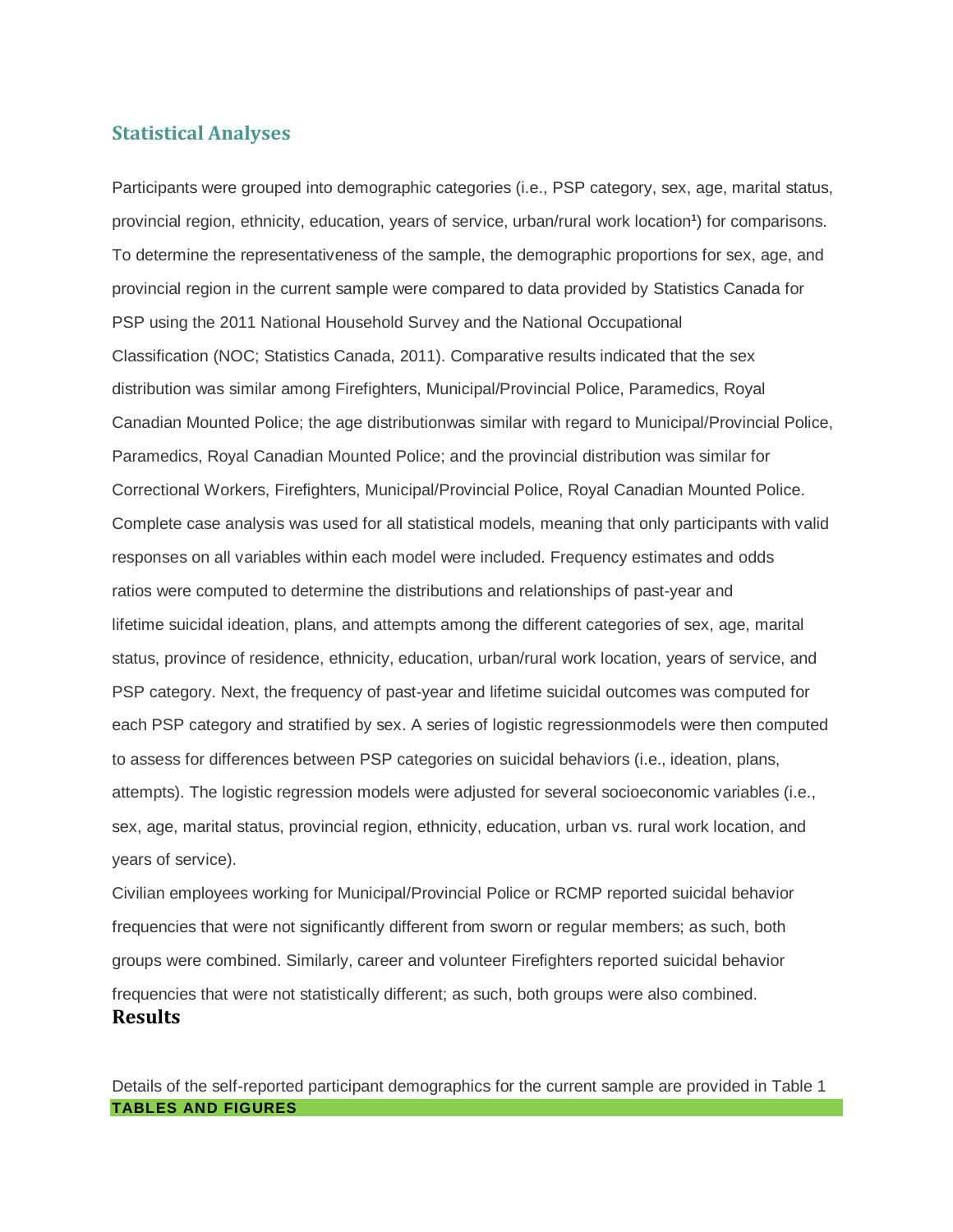## Statistical Analyses

Participants were grouped into demographic categories (i.e., PSP category, sex, age, marital status, provincial region, ethnicity, education, years of service, urban/rural work location[1]) for comparisons. To determine the representativeness of the sample, the demographic proportions for sex, age, and provincial region in the current sample were compared to data provided by Statistics Canada for PSP using the 2011 National Household Survey and the National Occupational Classification (NOC; Statistics Canada, 2011). Comparative results indicated that the sex distribution was similar among Firefighters, Municipal/Provincial Police, Paramedics, Royal Canadian Mounted Police; the age distributionwas similar with regard to Municipal/Provincial Police, Paramedics, Royal Canadian Mounted Police; and the provincial distribution was similar for Correctional Workers, Firefighters, Municipal/Provincial Police, Royal Canadian Mounted Police. Complete case analysis was used for all statistical models, meaning that only participants with valid responses on all variables within each model were included. Frequency estimates and odds ratios were computed to determine the distributions and relationships of past-year and lifetime suicidal ideation, plans, and attempts among the different categories of sex, age, marital status, province of residence, ethnicity, education, urban/rural work location, years of service, and PSP category. Next, the frequency of past-year and lifetime suicidal outcomes was computed for each PSP category and stratified by sex. A series of logistic regressionmodels were then computed to assess for differences between PSP categories on suicidal behaviors (i.e., ideation, plans, attempts). The logistic regression models were adjusted for several socioeconomic variables (i.e., sex, age, marital status, provincial region, ethnicity, education, urban vs. rural work location, and years of service).

Civilian employees working for Municipal/Provincial Police or RCMP reported suicidal behavior frequencies that were not significantly different from sworn or regular members; as such, both groups were combined. Similarly, career and volunteer Firefighters reported suicidal behavior frequencies that were not statistically different; as such, both groups were also combined.

## Results

Details of the self-reported participant demographics for the current sample are provided in Table 1

**TABLES AND FIGURES**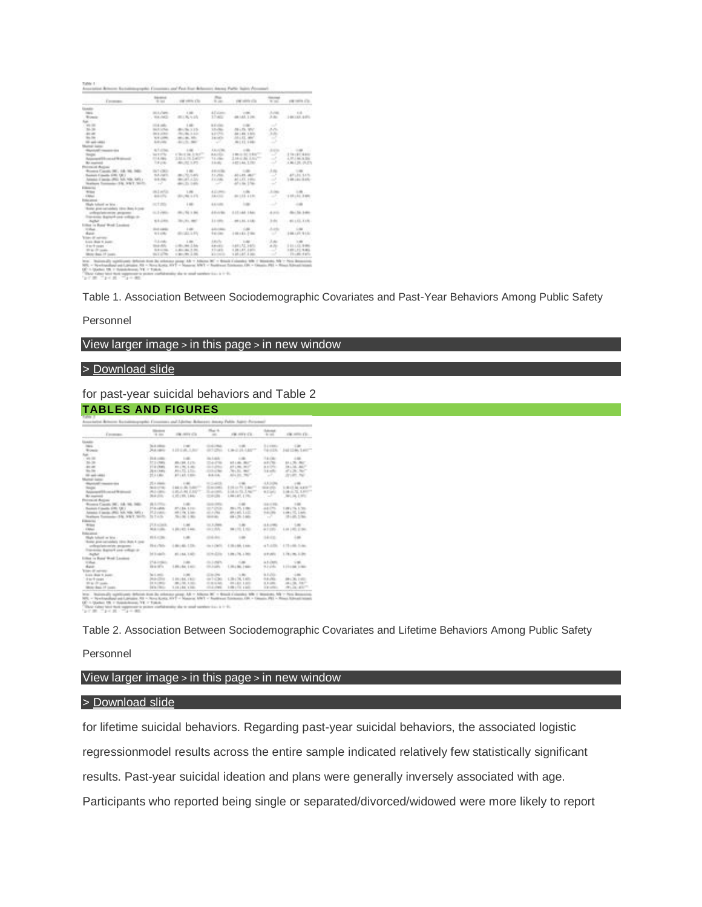Table 1. Association Between Sociodemographic Covariates and Past-Year Behaviors Among Public Safety Personnel

View larger image > in this page > in new window

> Download slide

for past-year suicidal behaviors and Table 2

**TABLES AND FIGURES**

Table 2. Association Between Sociodemographic Covariates and Lifetime Behaviors Among Public Safety Personnel

View larger image > in this page > in new window

> Download slide

for lifetime suicidal behaviors. Regarding past-year suicidal behaviors, the associated logistic regressionmodel results across the entire sample indicated relatively few statistically significant results. Past-year suicidal ideation and plans were generally inversely associated with age. Participants who reported being single or separated/divorced/widowed were more likely to report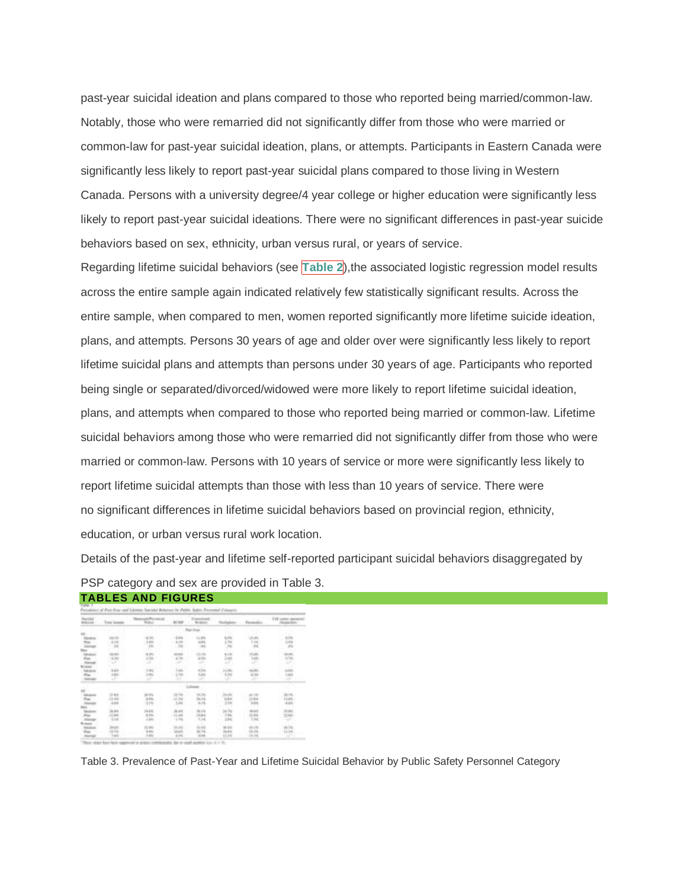past-year suicidal ideation and plans compared to those who reported being married/common-law. Notably, those who were remarried did not significantly differ from those who were married or common-law for past-year suicidal ideation, plans, or attempts. Participants in Eastern Canada were significantly less likely to report past-year suicidal plans compared to those living in Western Canada. Persons with a university degree/4 year college or higher education were significantly less likely to report past-year suicidal ideations. There were no significant differences in past-year suicide behaviors based on sex, ethnicity, urban versus rural, or years of service.

Regarding lifetime suicidal behaviors (see **Table 2**),the associated logistic regression model results across the entire sample again indicated relatively few statistically significant results. Across the entire sample, when compared to men, women reported significantly more lifetime suicide ideation, plans, and attempts. Persons 30 years of age and older over were significantly less likely to report lifetime suicidal plans and attempts than persons under 30 years of age. Participants who reported being single or separated/divorced/widowed were more likely to report lifetime suicidal ideation, plans, and attempts when compared to those who reported being married or common-law. Lifetime suicidal behaviors among those who were remarried did not significantly differ from those who were married or common-law. Persons with 10 years of service or more were significantly less likely to report lifetime suicidal attempts than those with less than 10 years of service. There were no significant differences in lifetime suicidal behaviors based on provincial region, ethnicity, education, or urban versus rural work location.

Details of the past-year and lifetime self-reported participant suicidal behaviors disaggregated by PSP category and sex are provided in Table 3.

## TABLES AND FIGURES

Table 3. Prevalence of Past-Year and Lifetime Suicidal Behavior by Public Safety Personnel Category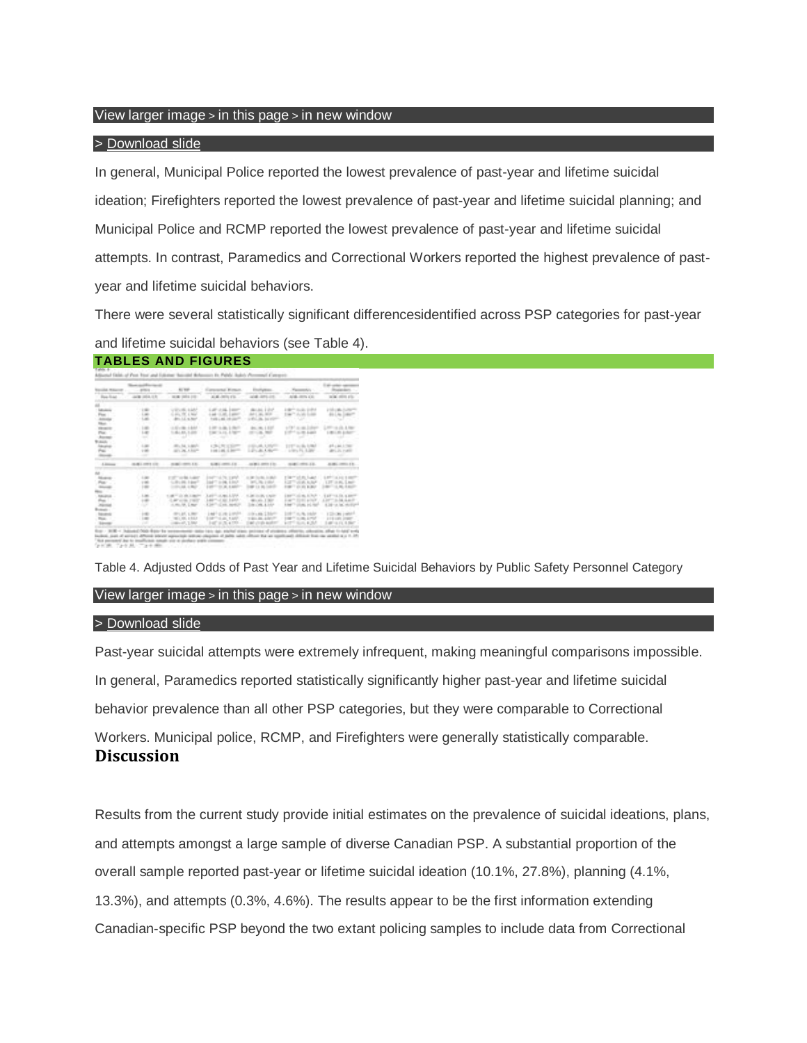View larger image > in this page > in new window

> Download slide

In general, Municipal Police reported the lowest prevalence of past-year and lifetime suicidal ideation; Firefighters reported the lowest prevalence of past-year and lifetime suicidal planning; and Municipal Police and RCMP reported the lowest prevalence of past-year and lifetime suicidal attempts. In contrast, Paramedics and Correctional Workers reported the highest prevalence of past-year and lifetime suicidal behaviors.

There were several statistically significant differencesidentified across PSP categories for past-year and lifetime suicidal behaviors (see Table 4).

**TABLES AND FIGURES**

Table 4. Adjusted Odds of Past Year and Lifetime Suicidal Behaviors by Public Safety Personnel Category

View larger image > in this page > in new window

> Download slide

Past-year suicidal attempts were extremely infrequent, making meaningful comparisons impossible. In general, Paramedics reported statistically significantly higher past-year and lifetime suicidal behavior prevalence than all other PSP categories, but they were comparable to Correctional Workers. Municipal police, RCMP, and Firefighters were generally statistically comparable.

## Discussion

Results from the current study provide initial estimates on the prevalence of suicidal ideations, plans, and attempts amongst a large sample of diverse Canadian PSP. A substantial proportion of the overall sample reported past-year or lifetime suicidal ideation (10.1%, 27.8%), planning (4.1%, 13.3%), and attempts (0.3%, 4.6%). The results appear to be the first information extending Canadian-specific PSP beyond the two extant policing samples to include data from Correctional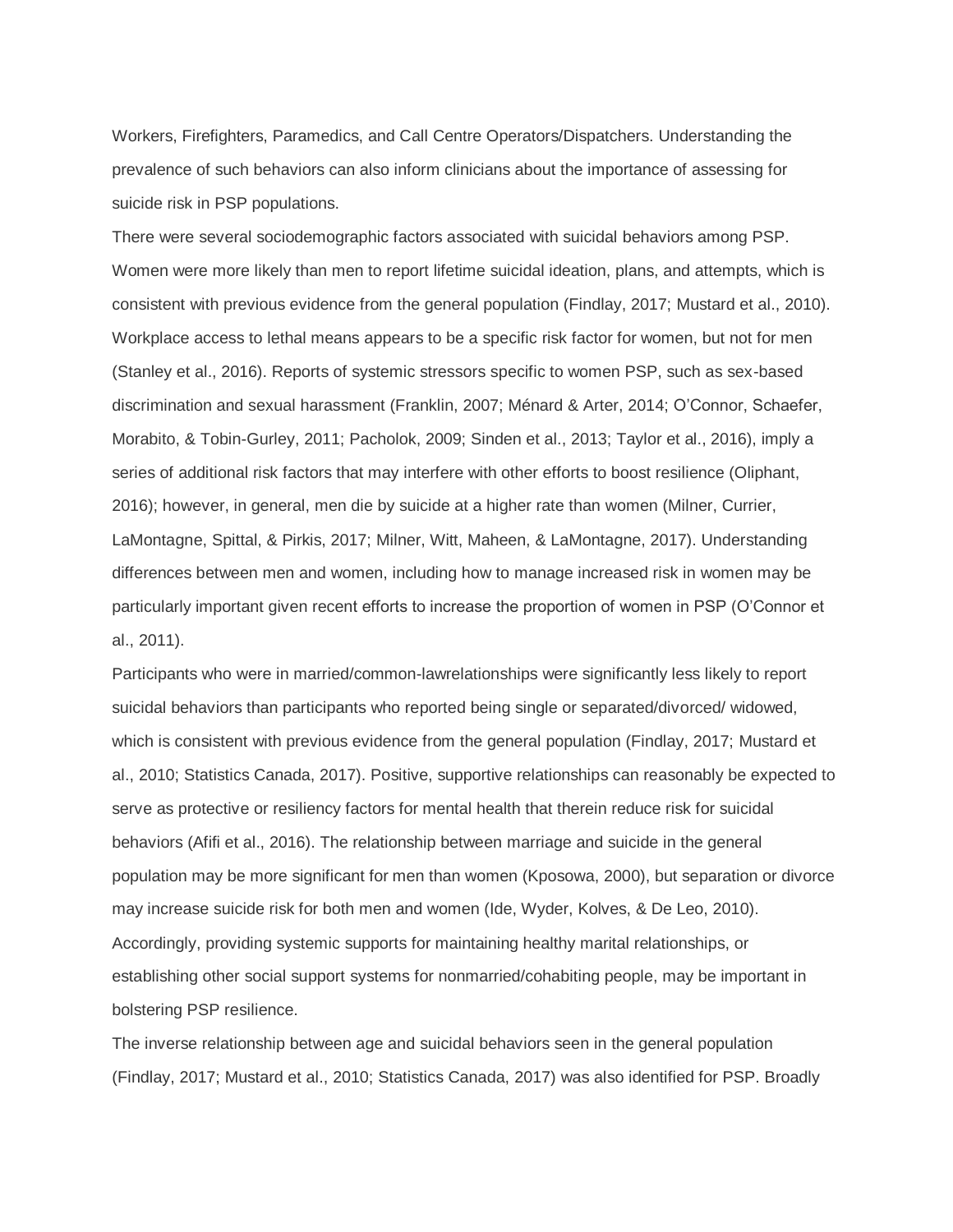Workers, Firefighters, Paramedics, and Call Centre Operators/Dispatchers. Understanding the prevalence of such behaviors can also inform clinicians about the importance of assessing for suicide risk in PSP populations.

There were several sociodemographic factors associated with suicidal behaviors among PSP. Women were more likely than men to report lifetime suicidal ideation, plans, and attempts, which is consistent with previous evidence from the general population (Findlay, 2017; Mustard et al., 2010). Workplace access to lethal means appears to be a specific risk factor for women, but not for men (Stanley et al., 2016). Reports of systemic stressors specific to women PSP, such as sex-based discrimination and sexual harassment (Franklin, 2007; Ménard & Arter, 2014; O'Connor, Schaefer, Morabito, & Tobin-Gurley, 2011; Pacholok, 2009; Sinden et al., 2013; Taylor et al., 2016), imply a series of additional risk factors that may interfere with other efforts to boost resilience (Oliphant, 2016); however, in general, men die by suicide at a higher rate than women (Milner, Currier, LaMontagne, Spittal, & Pirkis, 2017; Milner, Witt, Maheen, & LaMontagne, 2017). Understanding differences between men and women, including how to manage increased risk in women may be particularly important given recent efforts to increase the proportion of women in PSP (O'Connor et al., 2011).

Participants who were in married/common-lawrelationships were significantly less likely to report suicidal behaviors than participants who reported being single or separated/divorced/ widowed, which is consistent with previous evidence from the general population (Findlay, 2017; Mustard et al., 2010; Statistics Canada, 2017). Positive, supportive relationships can reasonably be expected to serve as protective or resiliency factors for mental health that therein reduce risk for suicidal behaviors (Afifi et al., 2016). The relationship between marriage and suicide in the general population may be more significant for men than women (Kposowa, 2000), but separation or divorce may increase suicide risk for both men and women (Ide, Wyder, Kolves, & De Leo, 2010). Accordingly, providing systemic supports for maintaining healthy marital relationships, or establishing other social support systems for nonmarried/cohabiting people, may be important in bolstering PSP resilience.

The inverse relationship between age and suicidal behaviors seen in the general population (Findlay, 2017; Mustard et al., 2010; Statistics Canada, 2017) was also identified for PSP. Broadly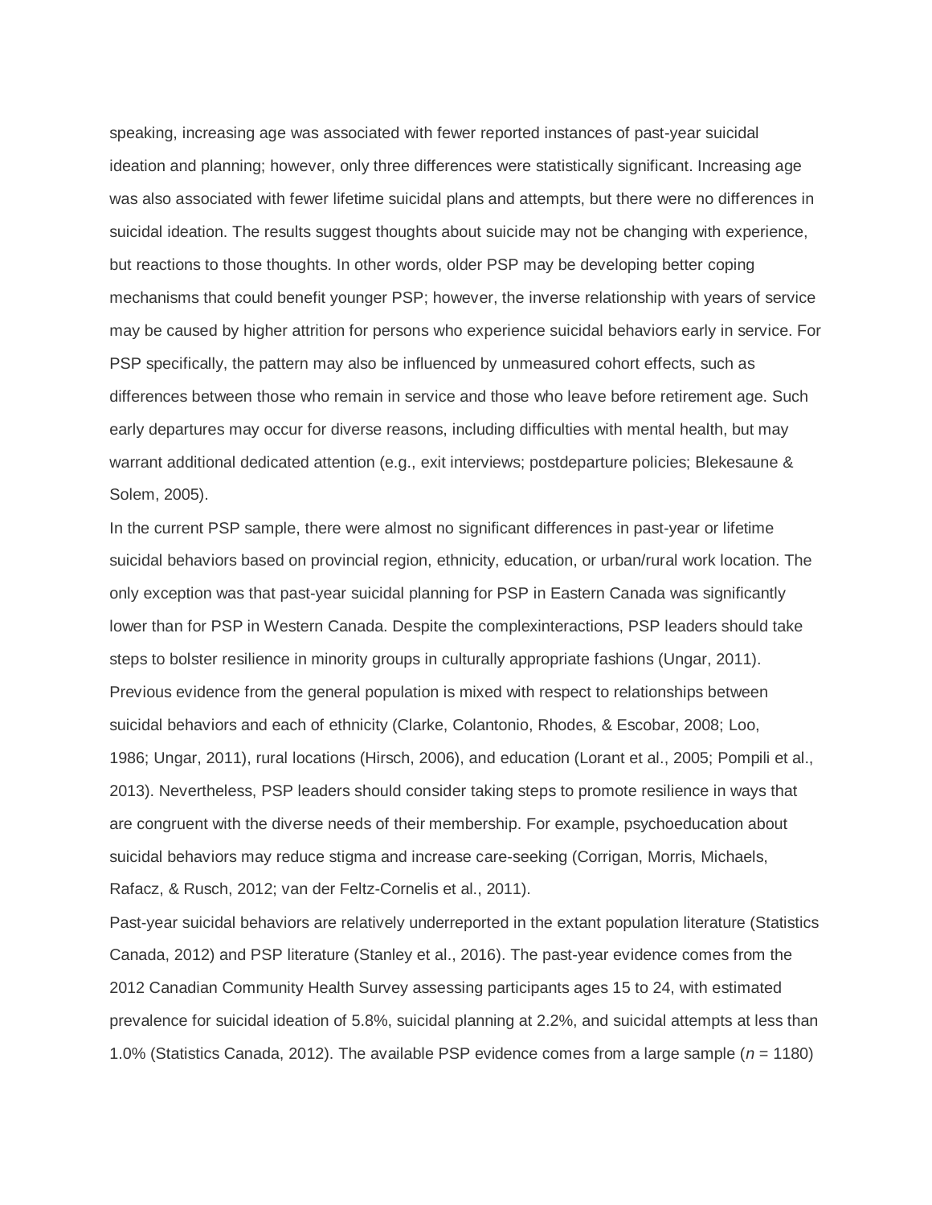speaking, increasing age was associated with fewer reported instances of past-year suicidal ideation and planning; however, only three differences were statistically significant. Increasing age was also associated with fewer lifetime suicidal plans and attempts, but there were no differences in suicidal ideation. The results suggest thoughts about suicide may not be changing with experience, but reactions to those thoughts. In other words, older PSP may be developing better coping mechanisms that could benefit younger PSP; however, the inverse relationship with years of service may be caused by higher attrition for persons who experience suicidal behaviors early in service. For PSP specifically, the pattern may also be influenced by unmeasured cohort effects, such as differences between those who remain in service and those who leave before retirement age. Such early departures may occur for diverse reasons, including difficulties with mental health, but may warrant additional dedicated attention (e.g., exit interviews; postdeparture policies; Blekesaune & Solem, 2005).

In the current PSP sample, there were almost no significant differences in past-year or lifetime suicidal behaviors based on provincial region, ethnicity, education, or urban/rural work location. The only exception was that past-year suicidal planning for PSP in Eastern Canada was significantly lower than for PSP in Western Canada. Despite the complexinteractions, PSP leaders should take steps to bolster resilience in minority groups in culturally appropriate fashions (Ungar, 2011). Previous evidence from the general population is mixed with respect to relationships between suicidal behaviors and each of ethnicity (Clarke, Colantonio, Rhodes, & Escobar, 2008; Loo, 1986; Ungar, 2011), rural locations (Hirsch, 2006), and education (Lorant et al., 2005; Pompili et al., 2013). Nevertheless, PSP leaders should consider taking steps to promote resilience in ways that are congruent with the diverse needs of their membership. For example, psychoeducation about suicidal behaviors may reduce stigma and increase care-seeking (Corrigan, Morris, Michaels, Rafacz, & Rusch, 2012; van der Feltz-Cornelis et al., 2011).

Past-year suicidal behaviors are relatively underreported in the extant population literature (Statistics Canada, 2012) and PSP literature (Stanley et al., 2016). The past-year evidence comes from the 2012 Canadian Community Health Survey assessing participants ages 15 to 24, with estimated prevalence for suicidal ideation of 5.8%, suicidal planning at 2.2%, and suicidal attempts at less than 1.0% (Statistics Canada, 2012). The available PSP evidence comes from a large sample (*n* = 1180)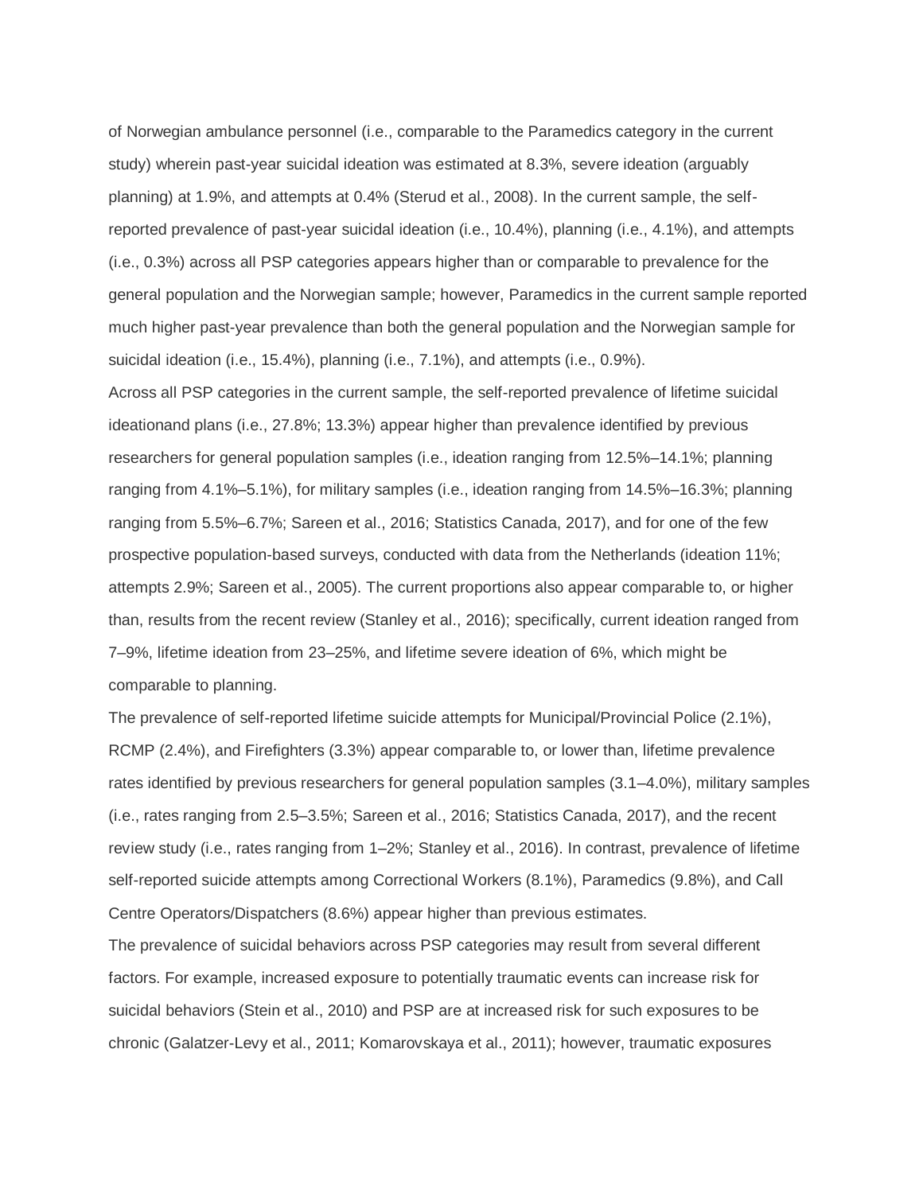of Norwegian ambulance personnel (i.e., comparable to the Paramedics category in the current study) wherein past-year suicidal ideation was estimated at 8.3%, severe ideation (arguably planning) at 1.9%, and attempts at 0.4% (Sterud et al., 2008). In the current sample, the self-reported prevalence of past-year suicidal ideation (i.e., 10.4%), planning (i.e., 4.1%), and attempts (i.e., 0.3%) across all PSP categories appears higher than or comparable to prevalence for the general population and the Norwegian sample; however, Paramedics in the current sample reported much higher past-year prevalence than both the general population and the Norwegian sample for suicidal ideation (i.e., 15.4%), planning (i.e., 7.1%), and attempts (i.e., 0.9%).

Across all PSP categories in the current sample, the self-reported prevalence of lifetime suicidal ideationand plans (i.e., 27.8%; 13.3%) appear higher than prevalence identified by previous researchers for general population samples (i.e., ideation ranging from 12.5%–14.1%; planning ranging from 4.1%–5.1%), for military samples (i.e., ideation ranging from 14.5%–16.3%; planning ranging from 5.5%–6.7%; Sareen et al., 2016; Statistics Canada, 2017), and for one of the few prospective population-based surveys, conducted with data from the Netherlands (ideation 11%; attempts 2.9%; Sareen et al., 2005). The current proportions also appear comparable to, or higher than, results from the recent review (Stanley et al., 2016); specifically, current ideation ranged from 7–9%, lifetime ideation from 23–25%, and lifetime severe ideation of 6%, which might be comparable to planning.

The prevalence of self-reported lifetime suicide attempts for Municipal/Provincial Police (2.1%), RCMP (2.4%), and Firefighters (3.3%) appear comparable to, or lower than, lifetime prevalence rates identified by previous researchers for general population samples (3.1–4.0%), military samples (i.e., rates ranging from 2.5–3.5%; Sareen et al., 2016; Statistics Canada, 2017), and the recent review study (i.e., rates ranging from 1–2%; Stanley et al., 2016). In contrast, prevalence of lifetime self-reported suicide attempts among Correctional Workers (8.1%), Paramedics (9.8%), and Call Centre Operators/Dispatchers (8.6%) appear higher than previous estimates.

The prevalence of suicidal behaviors across PSP categories may result from several different factors. For example, increased exposure to potentially traumatic events can increase risk for suicidal behaviors (Stein et al., 2010) and PSP are at increased risk for such exposures to be chronic (Galatzer-Levy et al., 2011; Komarovskaya et al., 2011); however, traumatic exposures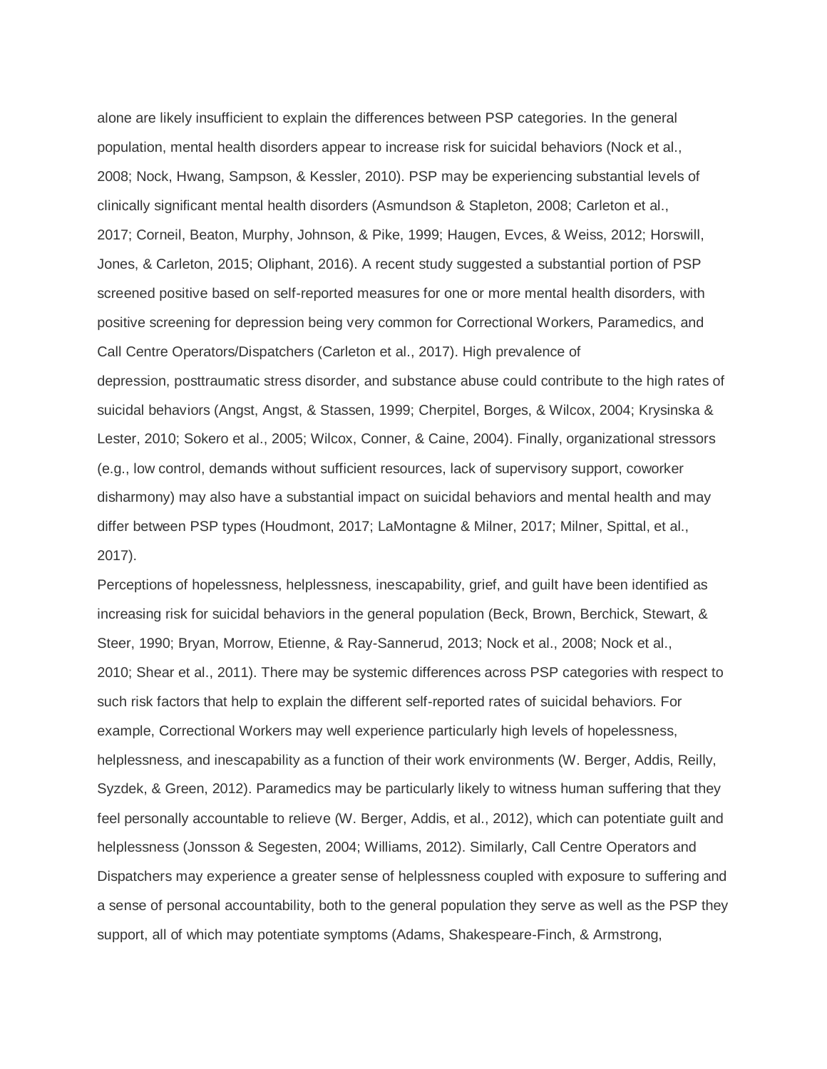alone are likely insufficient to explain the differences between PSP categories. In the general population, mental health disorders appear to increase risk for suicidal behaviors (Nock et al., 2008; Nock, Hwang, Sampson, & Kessler, 2010). PSP may be experiencing substantial levels of clinically significant mental health disorders (Asmundson & Stapleton, 2008; Carleton et al., 2017; Corneil, Beaton, Murphy, Johnson, & Pike, 1999; Haugen, Evces, & Weiss, 2012; Horswill, Jones, & Carleton, 2015; Oliphant, 2016). A recent study suggested a substantial portion of PSP screened positive based on self-reported measures for one or more mental health disorders, with positive screening for depression being very common for Correctional Workers, Paramedics, and Call Centre Operators/Dispatchers (Carleton et al., 2017). High prevalence of depression, posttraumatic stress disorder, and substance abuse could contribute to the high rates of suicidal behaviors (Angst, Angst, & Stassen, 1999; Cherpitel, Borges, & Wilcox, 2004; Krysinska & Lester, 2010; Sokero et al., 2005; Wilcox, Conner, & Caine, 2004). Finally, organizational stressors (e.g., low control, demands without sufficient resources, lack of supervisory support, coworker disharmony) may also have a substantial impact on suicidal behaviors and mental health and may differ between PSP types (Houdmont, 2017; LaMontagne & Milner, 2017; Milner, Spittal, et al., 2017).

Perceptions of hopelessness, helplessness, inescapability, grief, and guilt have been identified as increasing risk for suicidal behaviors in the general population (Beck, Brown, Berchick, Stewart, & Steer, 1990; Bryan, Morrow, Etienne, & Ray-Sannerud, 2013; Nock et al., 2008; Nock et al., 2010; Shear et al., 2011). There may be systemic differences across PSP categories with respect to such risk factors that help to explain the different self-reported rates of suicidal behaviors. For example, Correctional Workers may well experience particularly high levels of hopelessness, helplessness, and inescapability as a function of their work environments (W. Berger, Addis, Reilly, Syzdek, & Green, 2012). Paramedics may be particularly likely to witness human suffering that they feel personally accountable to relieve (W. Berger, Addis, et al., 2012), which can potentiate guilt and helplessness (Jonsson & Segesten, 2004; Williams, 2012). Similarly, Call Centre Operators and Dispatchers may experience a greater sense of helplessness coupled with exposure to suffering and a sense of personal accountability, both to the general population they serve as well as the PSP they support, all of which may potentiate symptoms (Adams, Shakespeare-Finch, & Armstrong,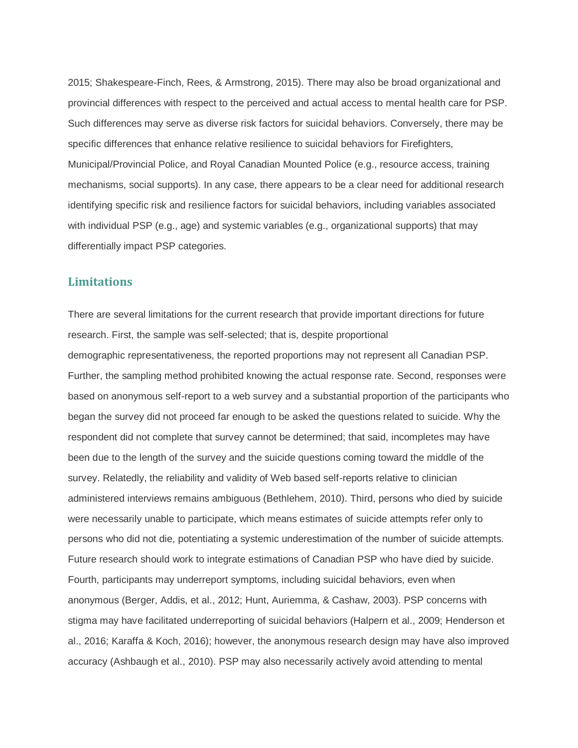2015; Shakespeare-Finch, Rees, & Armstrong, 2015). There may also be broad organizational and provincial differences with respect to the perceived and actual access to mental health care for PSP. Such differences may serve as diverse risk factors for suicidal behaviors. Conversely, there may be specific differences that enhance relative resilience to suicidal behaviors for Firefighters, Municipal/Provincial Police, and Royal Canadian Mounted Police (e.g., resource access, training mechanisms, social supports). In any case, there appears to be a clear need for additional research identifying specific risk and resilience factors for suicidal behaviors, including variables associated with individual PSP (e.g., age) and systemic variables (e.g., organizational supports) that may differentially impact PSP categories.

## Limitations

There are several limitations for the current research that provide important directions for future research. First, the sample was self-selected; that is, despite proportional demographic representativeness, the reported proportions may not represent all Canadian PSP. Further, the sampling method prohibited knowing the actual response rate. Second, responses were based on anonymous self-report to a web survey and a substantial proportion of the participants who began the survey did not proceed far enough to be asked the questions related to suicide. Why the respondent did not complete that survey cannot be determined; that said, incompletes may have been due to the length of the survey and the suicide questions coming toward the middle of the survey. Relatedly, the reliability and validity of Web based self-reports relative to clinician administered interviews remains ambiguous (Bethlehem, 2010). Third, persons who died by suicide were necessarily unable to participate, which means estimates of suicide attempts refer only to persons who did not die, potentiating a systemic underestimation of the number of suicide attempts. Future research should work to integrate estimations of Canadian PSP who have died by suicide. Fourth, participants may underreport symptoms, including suicidal behaviors, even when anonymous (Berger, Addis, et al., 2012; Hunt, Auriemma, & Cashaw, 2003). PSP concerns with stigma may have facilitated underreporting of suicidal behaviors (Halpern et al., 2009; Henderson et al., 2016; Karaffa & Koch, 2016); however, the anonymous research design may have also improved accuracy (Ashbaugh et al., 2010). PSP may also necessarily actively avoid attending to mental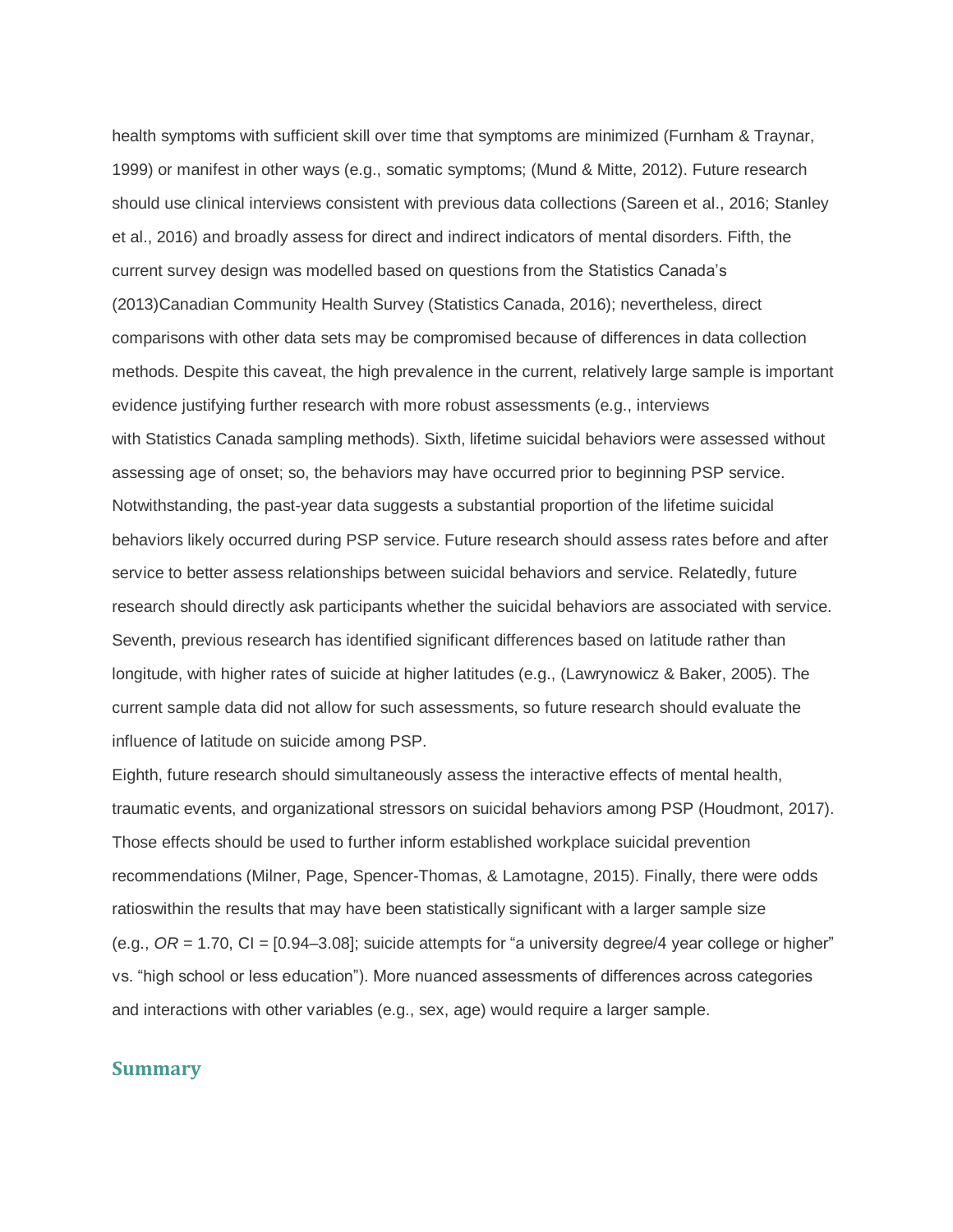health symptoms with sufficient skill over time that symptoms are minimized (Furnham & Traynar, 1999) or manifest in other ways (e.g., somatic symptoms; (Mund & Mitte, 2012). Future research should use clinical interviews consistent with previous data collections (Sareen et al., 2016; Stanley et al., 2016) and broadly assess for direct and indirect indicators of mental disorders. Fifth, the current survey design was modelled based on questions from the Statistics Canada's (2013)Canadian Community Health Survey (Statistics Canada, 2016); nevertheless, direct comparisons with other data sets may be compromised because of differences in data collection methods. Despite this caveat, the high prevalence in the current, relatively large sample is important evidence justifying further research with more robust assessments (e.g., interviews with Statistics Canada sampling methods). Sixth, lifetime suicidal behaviors were assessed without assessing age of onset; so, the behaviors may have occurred prior to beginning PSP service. Notwithstanding, the past-year data suggests a substantial proportion of the lifetime suicidal behaviors likely occurred during PSP service. Future research should assess rates before and after service to better assess relationships between suicidal behaviors and service. Relatedly, future research should directly ask participants whether the suicidal behaviors are associated with service. Seventh, previous research has identified significant differences based on latitude rather than longitude, with higher rates of suicide at higher latitudes (e.g., (Lawrynowicz & Baker, 2005). The current sample data did not allow for such assessments, so future research should evaluate the influence of latitude on suicide among PSP.

Eighth, future research should simultaneously assess the interactive effects of mental health, traumatic events, and organizational stressors on suicidal behaviors among PSP (Houdmont, 2017). Those effects should be used to further inform established workplace suicidal prevention recommendations (Milner, Page, Spencer-Thomas, & Lamotagne, 2015). Finally, there were odds ratioswithin the results that may have been statistically significant with a larger sample size (e.g., *OR* = 1.70, CI = [0.94–3.08]; suicide attempts for "a university degree/4 year college or higher" vs. "high school or less education"). More nuanced assessments of differences across categories and interactions with other variables (e.g., sex, age) would require a larger sample.

## Summary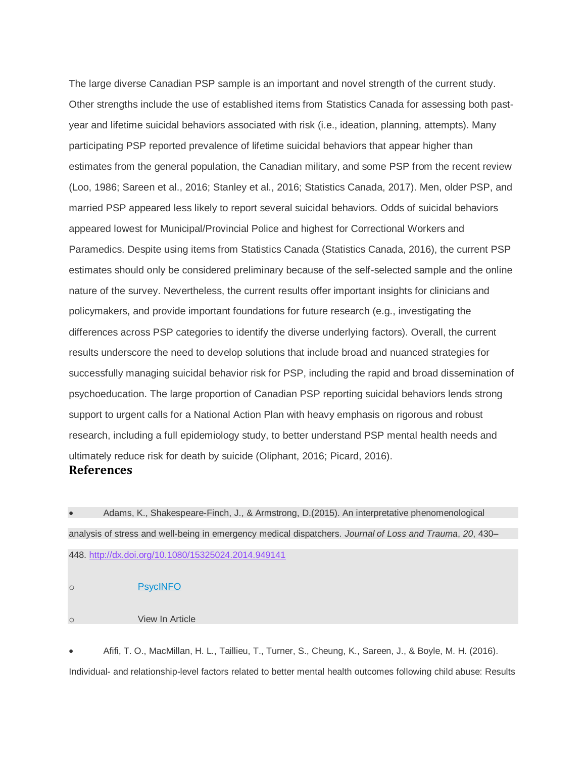The large diverse Canadian PSP sample is an important and novel strength of the current study. Other strengths include the use of established items from Statistics Canada for assessing both past-year and lifetime suicidal behaviors associated with risk (i.e., ideation, planning, attempts). Many participating PSP reported prevalence of lifetime suicidal behaviors that appear higher than estimates from the general population, the Canadian military, and some PSP from the recent review (Loo, 1986; Sareen et al., 2016; Stanley et al., 2016; Statistics Canada, 2017). Men, older PSP, and married PSP appeared less likely to report several suicidal behaviors. Odds of suicidal behaviors appeared lowest for Municipal/Provincial Police and highest for Correctional Workers and Paramedics. Despite using items from Statistics Canada (Statistics Canada, 2016), the current PSP estimates should only be considered preliminary because of the self-selected sample and the online nature of the survey. Nevertheless, the current results offer important insights for clinicians and policymakers, and provide important foundations for future research (e.g., investigating the differences across PSP categories to identify the diverse underlying factors). Overall, the current results underscore the need to develop solutions that include broad and nuanced strategies for successfully managing suicidal behavior risk for PSP, including the rapid and broad dissemination of psychoeducation. The large proportion of Canadian PSP reporting suicidal behaviors lends strong support to urgent calls for a National Action Plan with heavy emphasis on rigorous and robust research, including a full epidemiology study, to better understand PSP mental health needs and ultimately reduce risk for death by suicide (Oliphant, 2016; Picard, 2016).

## References

- Adams, K., Shakespeare-Finch, J., & Armstrong, D.(2015). An interpretative phenomenological analysis of stress and well-being in emergency medical dispatchers. *Journal of Loss and Trauma*, *20*, 430–448. http://dx.doi.org/10.1080/15325024.2014.949141
  - PsycINFO
  - View In Article

- Afifi, T. O., MacMillan, H. L., Taillieu, T., Turner, S., Cheung, K., Sareen, J., & Boyle, M. H. (2016). Individual- and relationship-level factors related to better mental health outcomes following child abuse: Results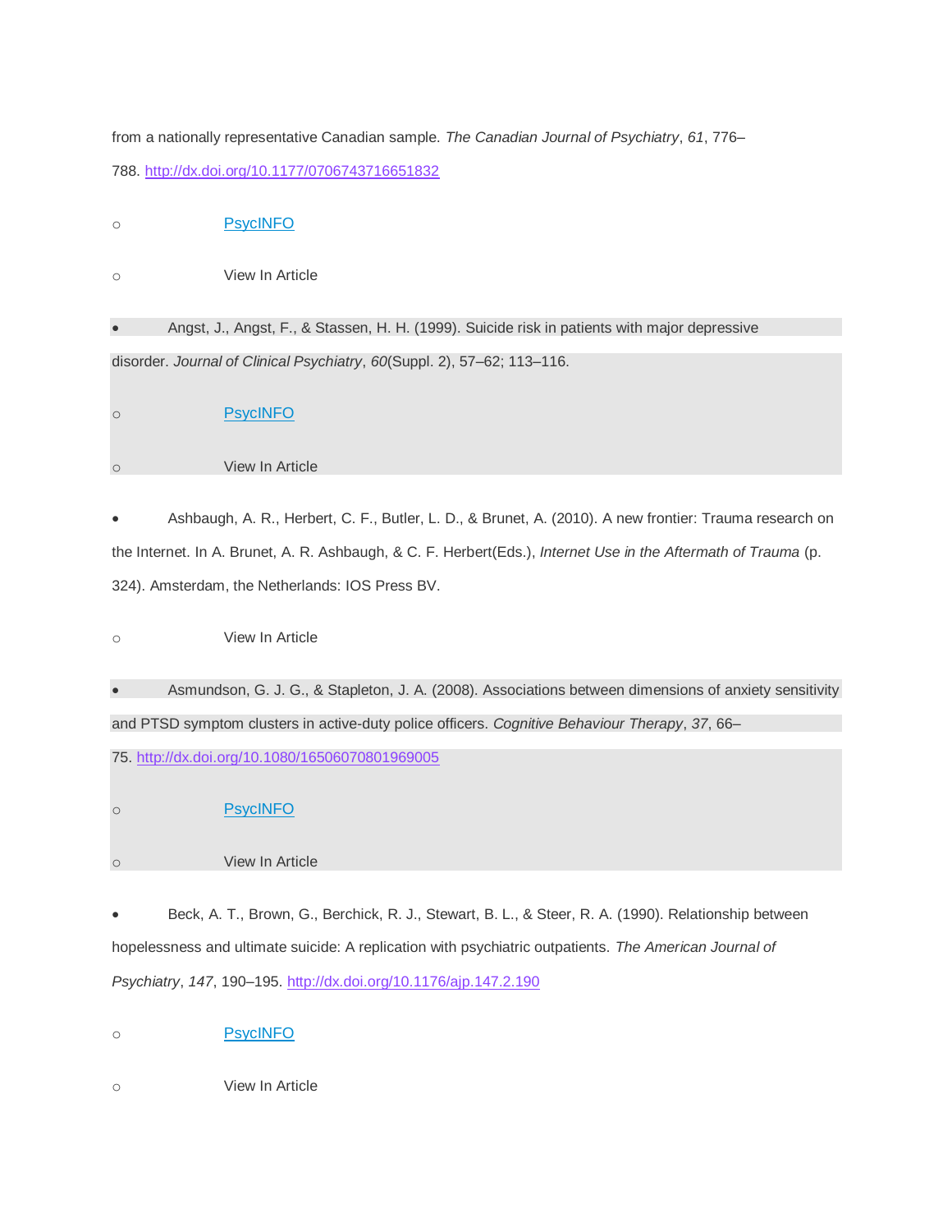from a nationally representative Canadian sample. *The Canadian Journal of Psychiatry*, *61*, 776–788. http://dx.doi.org/10.1177/0706743716651832

- PsycINFO
- View In Article

- Angst, J., Angst, F., & Stassen, H. H. (1999). Suicide risk in patients with major depressive disorder. *Journal of Clinical Psychiatry*, *60*(Suppl. 2), 57–62; 113–116.
  - PsycINFO
  - View In Article

- Ashbaugh, A. R., Herbert, C. F., Butler, L. D., & Brunet, A. (2010). A new frontier: Trauma research on the Internet. In A. Brunet, A. R. Ashbaugh, & C. F. Herbert(Eds.), *Internet Use in the Aftermath of Trauma* (p. 324). Amsterdam, the Netherlands: IOS Press BV.
  - View In Article

- Asmundson, G. J. G., & Stapleton, J. A. (2008). Associations between dimensions of anxiety sensitivity and PTSD symptom clusters in active-duty police officers. *Cognitive Behaviour Therapy*, *37*, 66–75. http://dx.doi.org/10.1080/16506070801969005
  - PsycINFO
  - View In Article

- Beck, A. T., Brown, G., Berchick, R. J., Stewart, B. L., & Steer, R. A. (1990). Relationship between hopelessness and ultimate suicide: A replication with psychiatric outpatients. *The American Journal of Psychiatry*, *147*, 190–195. http://dx.doi.org/10.1176/ajp.147.2.190
  - PsycINFO
  - View In Article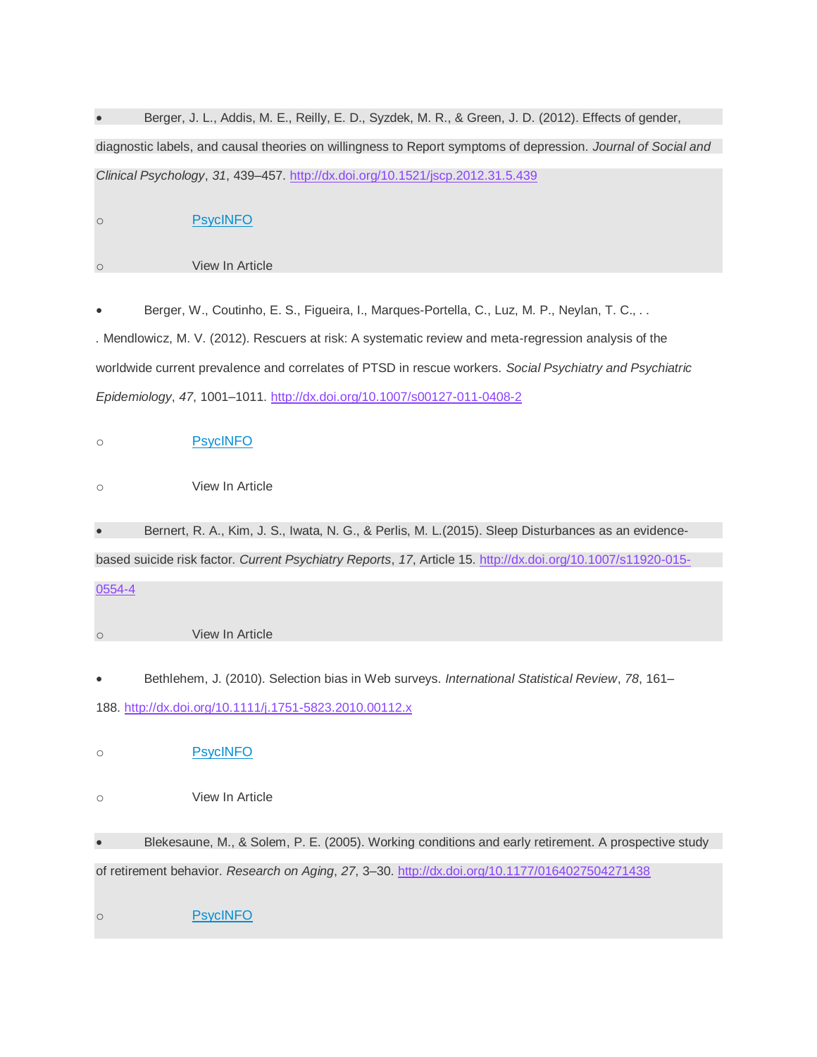- Berger, J. L., Addis, M. E., Reilly, E. D., Syzdek, M. R., & Green, J. D. (2012). Effects of gender, diagnostic labels, and causal theories on willingness to Report symptoms of depression. *Journal of Social and Clinical Psychology*, *31*, 439–457. http://dx.doi.org/10.1521/jscp.2012.31.5.439
  - PsycINFO
  - View In Article
- Berger, W., Coutinho, E. S., Figueira, I., Marques-Portella, C., Luz, M. P., Neylan, T. C., . . . Mendlowicz, M. V. (2012). Rescuers at risk: A systematic review and meta-regression analysis of the worldwide current prevalence and correlates of PTSD in rescue workers. *Social Psychiatry and Psychiatric Epidemiology*, *47*, 1001–1011. http://dx.doi.org/10.1007/s00127-011-0408-2
  - PsycINFO
  - View In Article
- Bernert, R. A., Kim, J. S., Iwata, N. G., & Perlis, M. L.(2015). Sleep Disturbances as an evidence-based suicide risk factor. *Current Psychiatry Reports*, *17*, Article 15. http://dx.doi.org/10.1007/s11920-015-0554-4
  - View In Article
- Bethlehem, J. (2010). Selection bias in Web surveys. *International Statistical Review*, *78*, 161–188. http://dx.doi.org/10.1111/j.1751-5823.2010.00112.x
  - PsycINFO
  - View In Article
- Blekesaune, M., & Solem, P. E. (2005). Working conditions and early retirement. A prospective study of retirement behavior. *Research on Aging*, *27*, 3–30. http://dx.doi.org/10.1177/0164027504271438
  - PsycINFO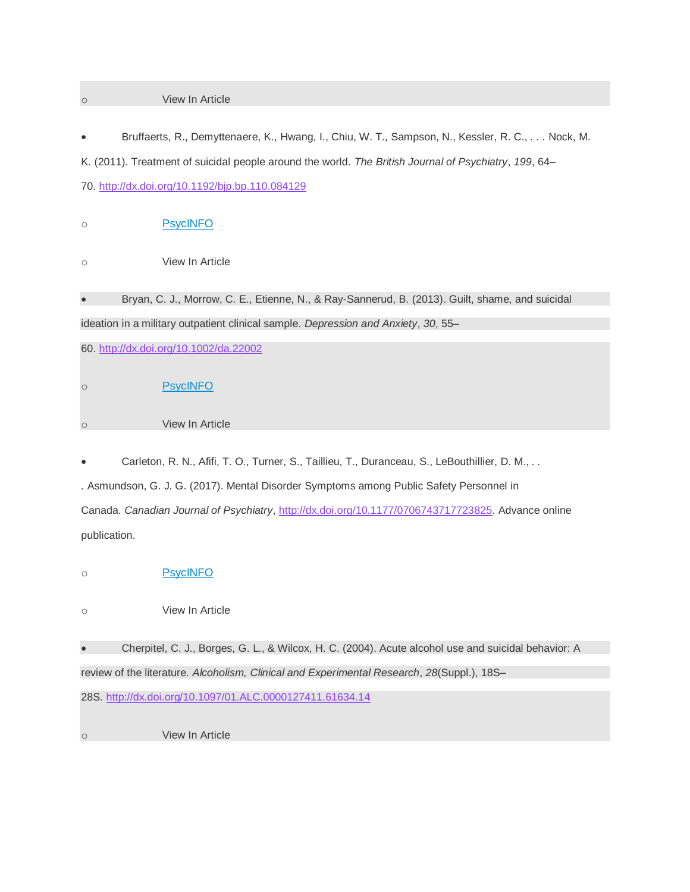- View In Article

- Bruffaerts, R., Demyttenaere, K., Hwang, I., Chiu, W. T., Sampson, N., Kessler, R. C., . . . Nock, M. K. (2011). Treatment of suicidal people around the world. *The British Journal of Psychiatry*, *199*, 64–70. http://dx.doi.org/10.1192/bjp.bp.110.084129
  - PsycINFO
  - View In Article

- Bryan, C. J., Morrow, C. E., Etienne, N., & Ray-Sannerud, B. (2013). Guilt, shame, and suicidal ideation in a military outpatient clinical sample. *Depression and Anxiety*, *30*, 55–60. http://dx.doi.org/10.1002/da.22002
  - PsycINFO
  - View In Article

- Carleton, R. N., Afifi, T. O., Turner, S., Taillieu, T., Duranceau, S., LeBouthillier, D. M., . . . Asmundson, G. J. G. (2017). Mental Disorder Symptoms among Public Safety Personnel in Canada. *Canadian Journal of Psychiatry*, http://dx.doi.org/10.1177/0706743717723825. Advance online publication.
  - PsycINFO
  - View In Article

- Cherpitel, C. J., Borges, G. L., & Wilcox, H. C. (2004). Acute alcohol use and suicidal behavior: A review of the literature. *Alcoholism, Clinical and Experimental Research*, *28*(Suppl.), 18S–28S. http://dx.doi.org/10.1097/01.ALC.0000127411.61634.14
  - View In Article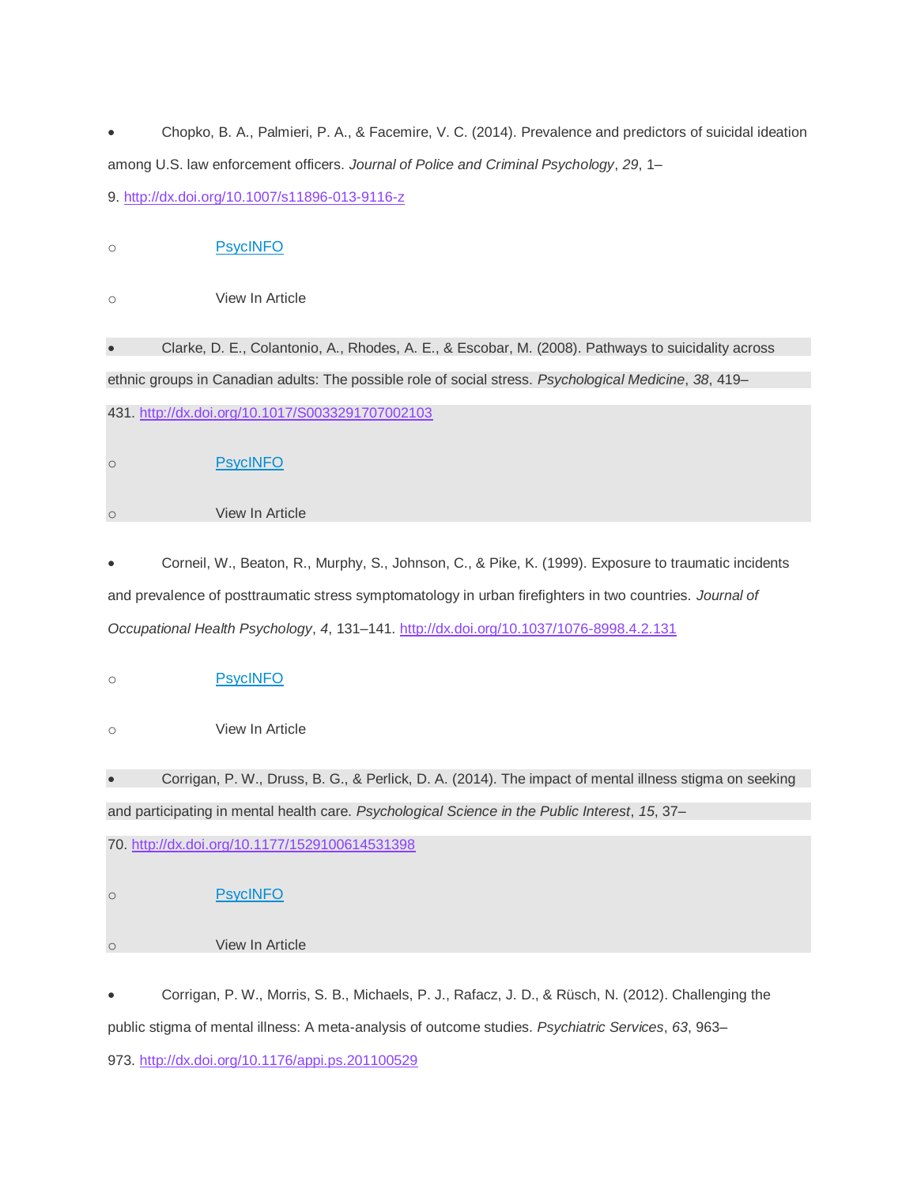- Chopko, B. A., Palmieri, P. A., & Facemire, V. C. (2014). Prevalence and predictors of suicidal ideation among U.S. law enforcement officers. *Journal of Police and Criminal Psychology*, *29*, 1–9. http://dx.doi.org/10.1007/s11896-013-9116-z
  - PsycINFO
  - View In Article
- Clarke, D. E., Colantonio, A., Rhodes, A. E., & Escobar, M. (2008). Pathways to suicidality across ethnic groups in Canadian adults: The possible role of social stress. *Psychological Medicine*, *38*, 419–431. http://dx.doi.org/10.1017/S0033291707002103
  - PsycINFO
  - View In Article
- Corneil, W., Beaton, R., Murphy, S., Johnson, C., & Pike, K. (1999). Exposure to traumatic incidents and prevalence of posttraumatic stress symptomatology in urban firefighters in two countries. *Journal of Occupational Health Psychology*, *4*, 131–141. http://dx.doi.org/10.1037/1076-8998.4.2.131
  - PsycINFO
  - View In Article
- Corrigan, P. W., Druss, B. G., & Perlick, D. A. (2014). The impact of mental illness stigma on seeking and participating in mental health care. *Psychological Science in the Public Interest*, *15*, 37–70. http://dx.doi.org/10.1177/1529100614531398
  - PsycINFO
  - View In Article
- Corrigan, P. W., Morris, S. B., Michaels, P. J., Rafacz, J. D., & Rüsch, N. (2012). Challenging the public stigma of mental illness: A meta-analysis of outcome studies. *Psychiatric Services*, *63*, 963–973. http://dx.doi.org/10.1176/appi.ps.201100529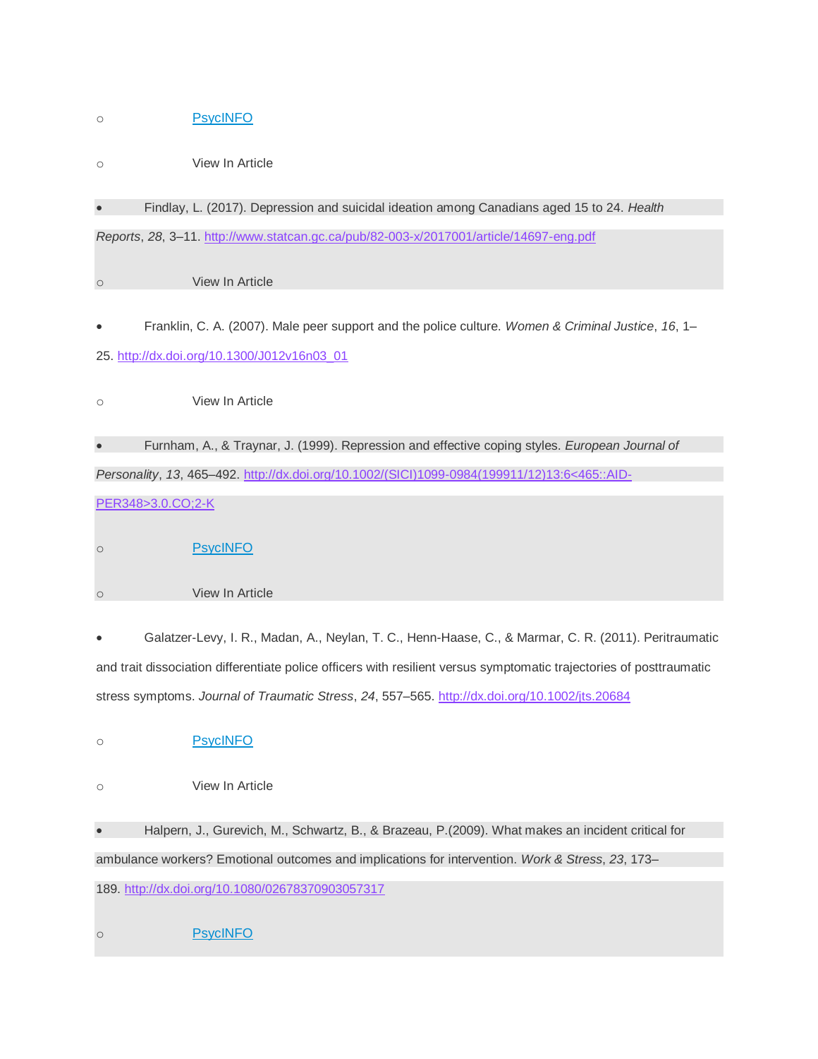- PsycINFO
- View In Article

- Findlay, L. (2017). Depression and suicidal ideation among Canadians aged 15 to 24. *Health Reports*, *28*, 3–11. http://www.statcan.gc.ca/pub/82-003-x/2017001/article/14697-eng.pdf
  - View In Article

- Franklin, C. A. (2007). Male peer support and the police culture. *Women & Criminal Justice*, *16*, 1–25. http://dx.doi.org/10.1300/J012v16n03_01
  - View In Article

- Furnham, A., & Traynar, J. (1999). Repression and effective coping styles. *European Journal of Personality*, *13*, 465–492. http://dx.doi.org/10.1002/(SICI)1099-0984(199911/12)13:6<465::AID-PER348>3.0.CO;2-K
  - PsycINFO
  - View In Article

- Galatzer-Levy, I. R., Madan, A., Neylan, T. C., Henn-Haase, C., & Marmar, C. R. (2011). Peritraumatic and trait dissociation differentiate police officers with resilient versus symptomatic trajectories of posttraumatic stress symptoms. *Journal of Traumatic Stress*, *24*, 557–565. http://dx.doi.org/10.1002/jts.20684
  - PsycINFO
  - View In Article

- Halpern, J., Gurevich, M., Schwartz, B., & Brazeau, P.(2009). What makes an incident critical for ambulance workers? Emotional outcomes and implications for intervention. *Work & Stress*, *23*, 173–189. http://dx.doi.org/10.1080/02678370903057317
  - PsycINFO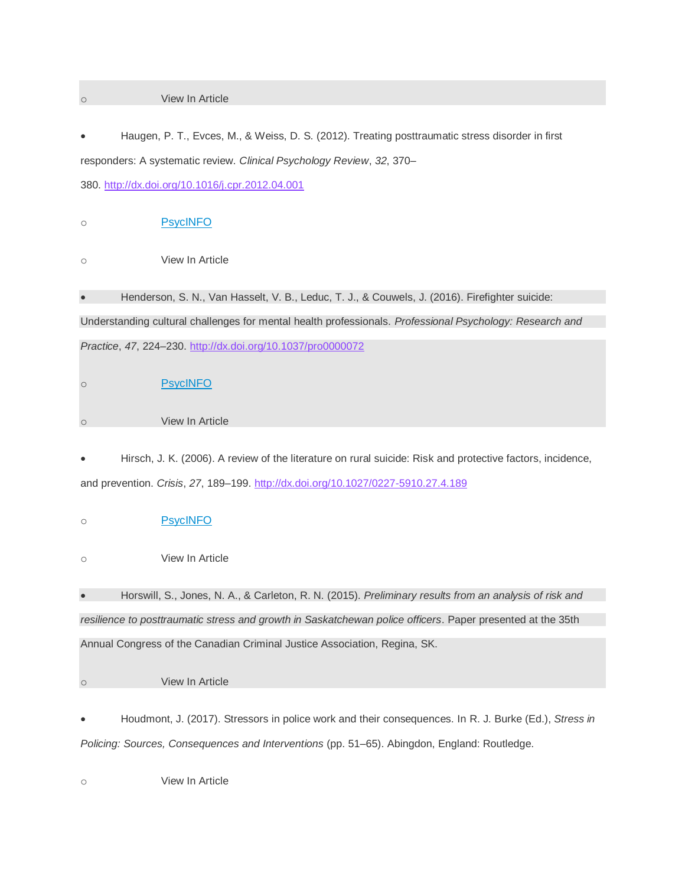- View In Article

- Haugen, P. T., Evces, M., & Weiss, D. S. (2012). Treating posttraumatic stress disorder in first responders: A systematic review. *Clinical Psychology Review*, *32*, 370–380. http://dx.doi.org/10.1016/j.cpr.2012.04.001
  - PsycINFO
  - View In Article

- Henderson, S. N., Van Hasselt, V. B., Leduc, T. J., & Couwels, J. (2016). Firefighter suicide: Understanding cultural challenges for mental health professionals. *Professional Psychology: Research and Practice*, *47*, 224–230. http://dx.doi.org/10.1037/pro0000072
  - PsycINFO
  - View In Article

- Hirsch, J. K. (2006). A review of the literature on rural suicide: Risk and protective factors, incidence, and prevention. *Crisis*, *27*, 189–199. http://dx.doi.org/10.1027/0227-5910.27.4.189
  - PsycINFO
  - View In Article

- Horswill, S., Jones, N. A., & Carleton, R. N. (2015). *Preliminary results from an analysis of risk and resilience to posttraumatic stress and growth in Saskatchewan police officers*. Paper presented at the 35th Annual Congress of the Canadian Criminal Justice Association, Regina, SK.
  - View In Article

- Houdmont, J. (2017). Stressors in police work and their consequences. In R. J. Burke (Ed.), *Stress in Policing: Sources, Consequences and Interventions* (pp. 51–65). Abingdon, England: Routledge.
  - View In Article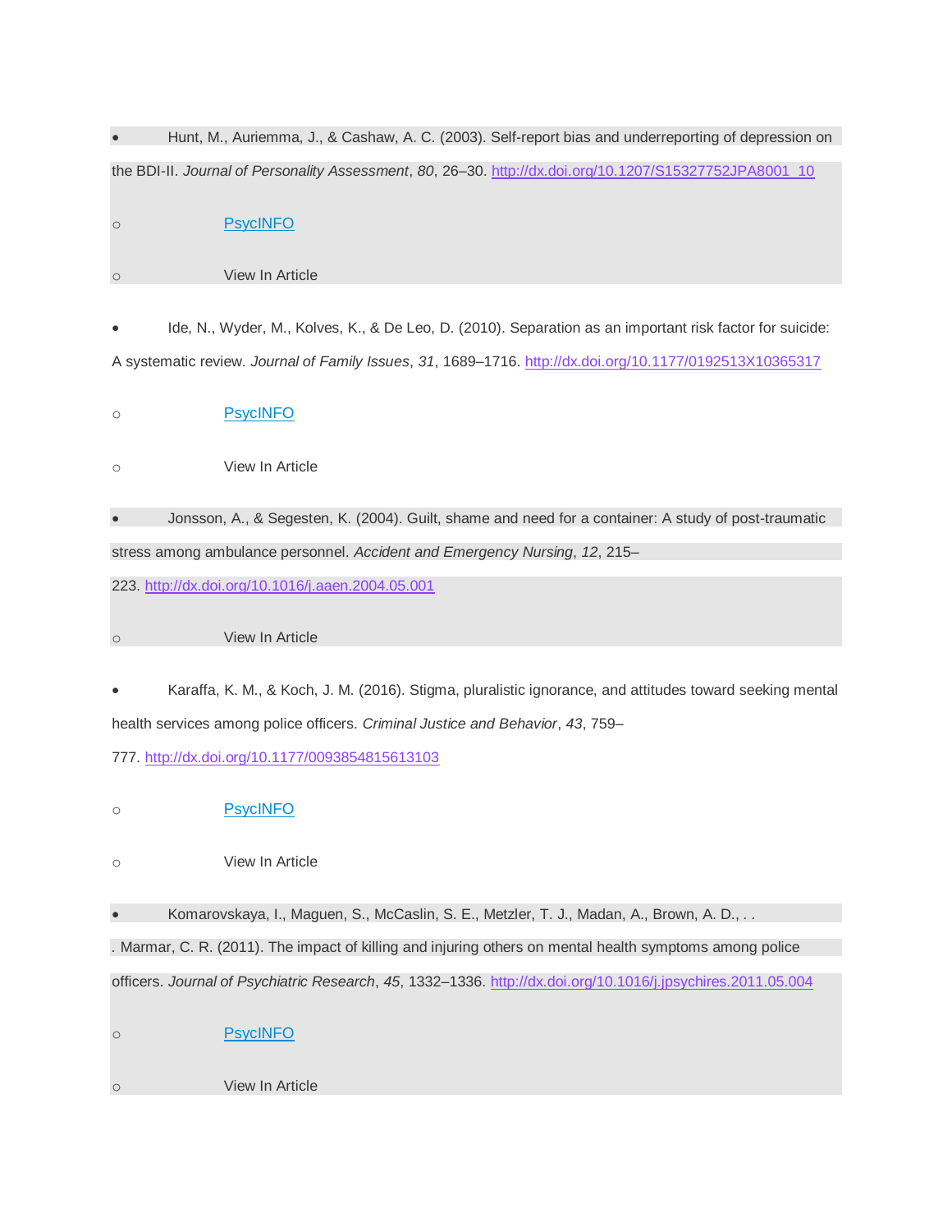- Hunt, M., Auriemma, J., & Cashaw, A. C. (2003). Self-report bias and underreporting of depression on the BDI-II. *Journal of Personality Assessment*, *80*, 26–30. http://dx.doi.org/10.1207/S15327752JPA8001_10
    - PsycINFO
    - View In Article

- Ide, N., Wyder, M., Kolves, K., & De Leo, D. (2010). Separation as an important risk factor for suicide: A systematic review. *Journal of Family Issues*, *31*, 1689–1716. http://dx.doi.org/10.1177/0192513X10365317
    - PsycINFO
    - View In Article

- Jonsson, A., & Segesten, K. (2004). Guilt, shame and need for a container: A study of post-traumatic stress among ambulance personnel. *Accident and Emergency Nursing*, *12*, 215–223. http://dx.doi.org/10.1016/j.aaen.2004.05.001
    - View In Article

- Karaffa, K. M., & Koch, J. M. (2016). Stigma, pluralistic ignorance, and attitudes toward seeking mental health services among police officers. *Criminal Justice and Behavior*, *43*, 759–777. http://dx.doi.org/10.1177/0093854815613103
    - PsycINFO
    - View In Article

- Komarovskaya, I., Maguen, S., McCaslin, S. E., Metzler, T. J., Madan, A., Brown, A. D., . . . Marmar, C. R. (2011). The impact of killing and injuring others on mental health symptoms among police officers. *Journal of Psychiatric Research*, *45*, 1332–1336. http://dx.doi.org/10.1016/j.jpsychires.2011.05.004
    - PsycINFO
    - View In Article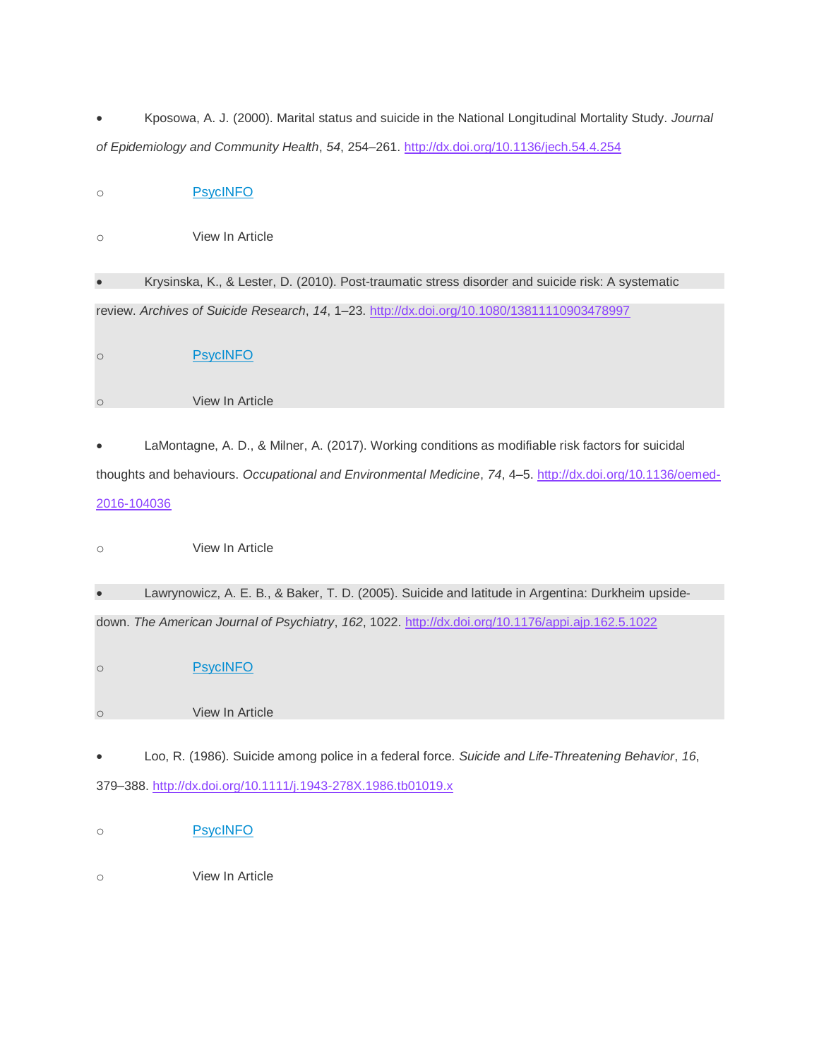- Kposowa, A. J. (2000). Marital status and suicide in the National Longitudinal Mortality Study. *Journal of Epidemiology and Community Health*, *54*, 254–261. http://dx.doi.org/10.1136/jech.54.4.254
  - PsycINFO
  - View In Article
- Krysinska, K., & Lester, D. (2010). Post-traumatic stress disorder and suicide risk: A systematic review. *Archives of Suicide Research*, *14*, 1–23. http://dx.doi.org/10.1080/13811110903478997
  - PsycINFO
  - View In Article
- LaMontagne, A. D., & Milner, A. (2017). Working conditions as modifiable risk factors for suicidal thoughts and behaviours. *Occupational and Environmental Medicine*, *74*, 4–5. http://dx.doi.org/10.1136/oemed-2016-104036
  - View In Article
- Lawrynowicz, A. E. B., & Baker, T. D. (2005). Suicide and latitude in Argentina: Durkheim upside-down. *The American Journal of Psychiatry*, *162*, 1022. http://dx.doi.org/10.1176/appi.ajp.162.5.1022
  - PsycINFO
  - View In Article
- Loo, R. (1986). Suicide among police in a federal force. *Suicide and Life-Threatening Behavior*, *16*, 379–388. http://dx.doi.org/10.1111/j.1943-278X.1986.tb01019.x
  - PsycINFO
  - View In Article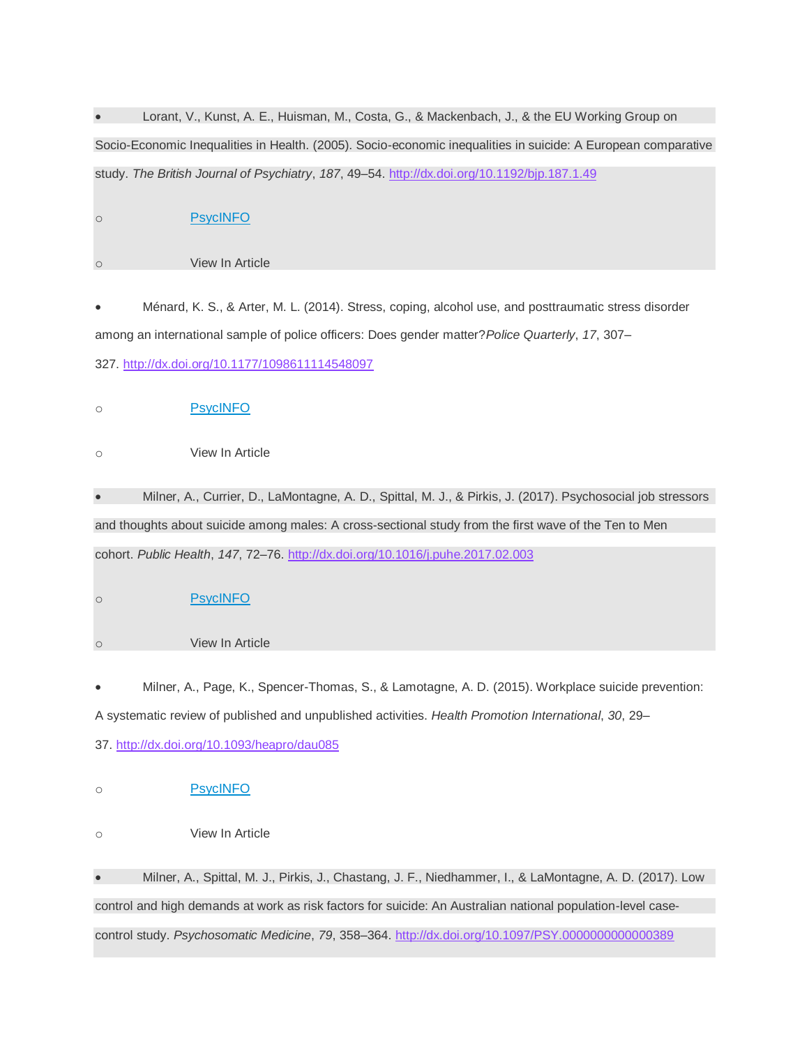- Lorant, V., Kunst, A. E., Huisman, M., Costa, G., & Mackenbach, J., & the EU Working Group on Socio-Economic Inequalities in Health. (2005). Socio-economic inequalities in suicide: A European comparative study. *The British Journal of Psychiatry*, *187*, 49–54. http://dx.doi.org/10.1192/bjp.187.1.49
  - PsycINFO
  - View In Article
- Ménard, K. S., & Arter, M. L. (2014). Stress, coping, alcohol use, and posttraumatic stress disorder among an international sample of police officers: Does gender matter?*Police Quarterly*, *17*, 307–327. http://dx.doi.org/10.1177/1098611114548097
  - PsycINFO
  - View In Article
- Milner, A., Currier, D., LaMontagne, A. D., Spittal, M. J., & Pirkis, J. (2017). Psychosocial job stressors and thoughts about suicide among males: A cross-sectional study from the first wave of the Ten to Men cohort. *Public Health*, *147*, 72–76. http://dx.doi.org/10.1016/j.puhe.2017.02.003
  - PsycINFO
  - View In Article
- Milner, A., Page, K., Spencer-Thomas, S., & Lamotagne, A. D. (2015). Workplace suicide prevention: A systematic review of published and unpublished activities. *Health Promotion International*, *30*, 29–37. http://dx.doi.org/10.1093/heapro/dau085
  - PsycINFO
  - View In Article
- Milner, A., Spittal, M. J., Pirkis, J., Chastang, J. F., Niedhammer, I., & LaMontagne, A. D. (2017). Low control and high demands at work as risk factors for suicide: An Australian national population-level case-control study. *Psychosomatic Medicine*, *79*, 358–364. http://dx.doi.org/10.1097/PSY.0000000000000389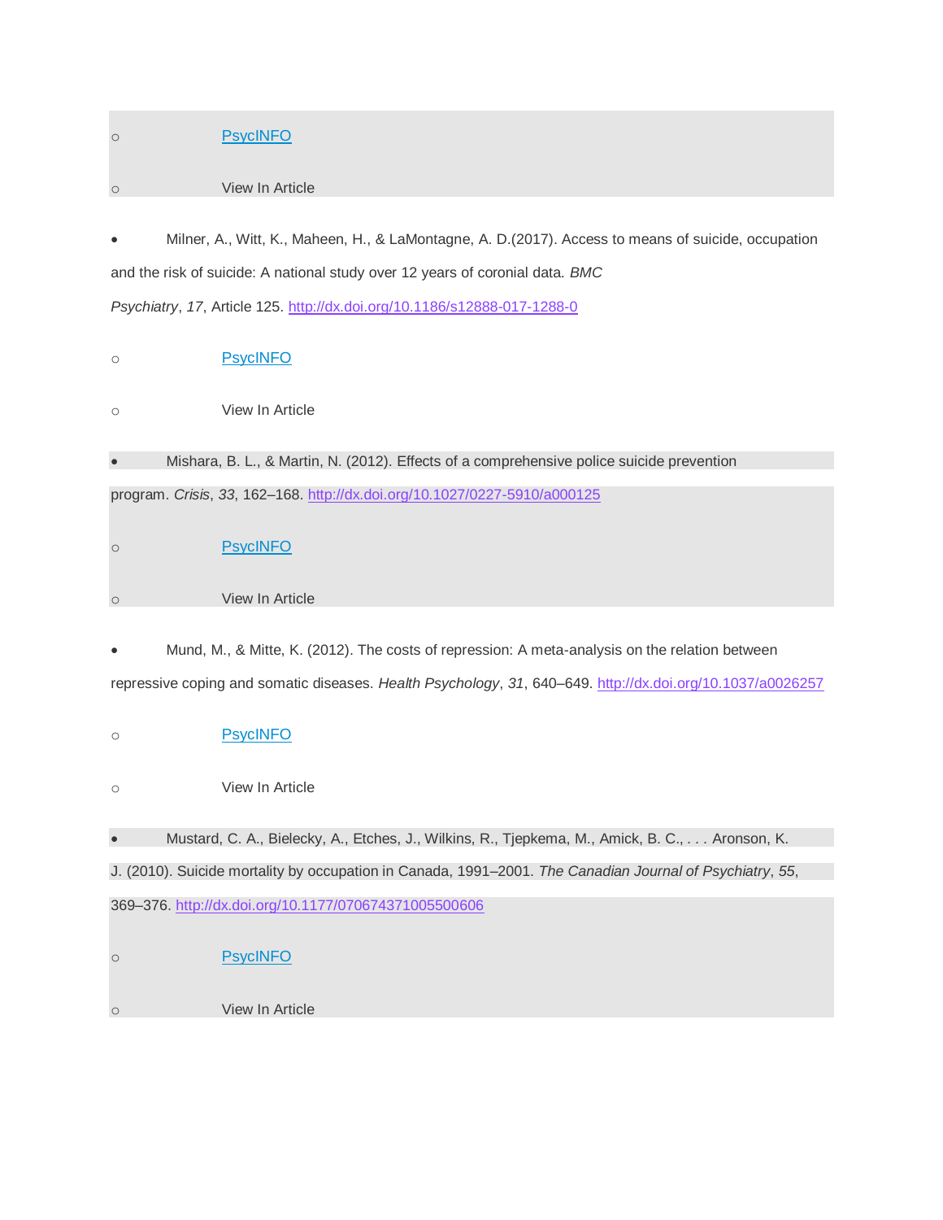- PsycINFO
- View In Article

- Milner, A., Witt, K., Maheen, H., & LaMontagne, A. D.(2017). Access to means of suicide, occupation and the risk of suicide: A national study over 12 years of coronial data. *BMC Psychiatry*, *17*, Article 125. http://dx.doi.org/10.1186/s12888-017-1288-0
  - PsycINFO
  - View In Article

- Mishara, B. L., & Martin, N. (2012). Effects of a comprehensive police suicide prevention program. *Crisis*, *33*, 162–168. http://dx.doi.org/10.1027/0227-5910/a000125
  - PsycINFO
  - View In Article

- Mund, M., & Mitte, K. (2012). The costs of repression: A meta-analysis on the relation between repressive coping and somatic diseases. *Health Psychology*, *31*, 640–649. http://dx.doi.org/10.1037/a0026257
  - PsycINFO
  - View In Article

- Mustard, C. A., Bielecky, A., Etches, J., Wilkins, R., Tjepkema, M., Amick, B. C., . . . Aronson, K. J. (2010). Suicide mortality by occupation in Canada, 1991–2001. *The Canadian Journal of Psychiatry*, *55*, 369–376. http://dx.doi.org/10.1177/070674371005500606
  - PsycINFO
  - View In Article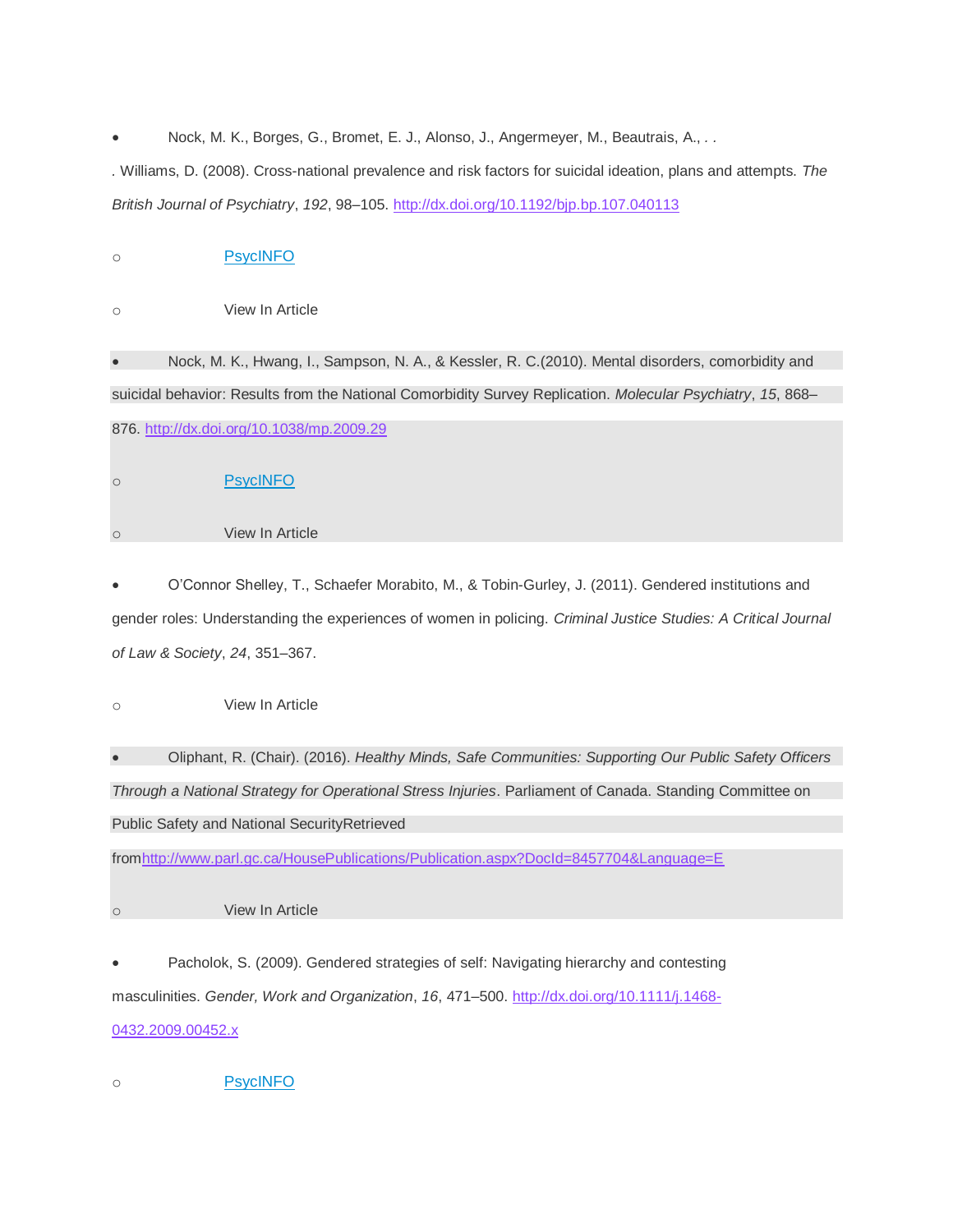- Nock, M. K., Borges, G., Bromet, E. J., Alonso, J., Angermeyer, M., Beautrais, A., . . . Williams, D. (2008). Cross-national prevalence and risk factors for suicidal ideation, plans and attempts. *The British Journal of Psychiatry*, *192*, 98–105. http://dx.doi.org/10.1192/bjp.bp.107.040113
  - PsycINFO
  - View In Article
- Nock, M. K., Hwang, I., Sampson, N. A., & Kessler, R. C.(2010). Mental disorders, comorbidity and suicidal behavior: Results from the National Comorbidity Survey Replication. *Molecular Psychiatry*, *15*, 868–876. http://dx.doi.org/10.1038/mp.2009.29
  - PsycINFO
  - View In Article
- O'Connor Shelley, T., Schaefer Morabito, M., & Tobin-Gurley, J. (2011). Gendered institutions and gender roles: Understanding the experiences of women in policing. *Criminal Justice Studies: A Critical Journal of Law & Society*, *24*, 351–367.
  - View In Article
- Oliphant, R. (Chair). (2016). *Healthy Minds, Safe Communities: Supporting Our Public Safety Officers Through a National Strategy for Operational Stress Injuries*. Parliament of Canada. Standing Committee on Public Safety and National SecurityRetrieved fromhttp://www.parl.gc.ca/HousePublications/Publication.aspx?DocId=8457704&Language=E
  - View In Article
- Pacholok, S. (2009). Gendered strategies of self: Navigating hierarchy and contesting masculinities. *Gender, Work and Organization*, *16*, 471–500. http://dx.doi.org/10.1111/j.1468-0432.2009.00452.x
  - PsycINFO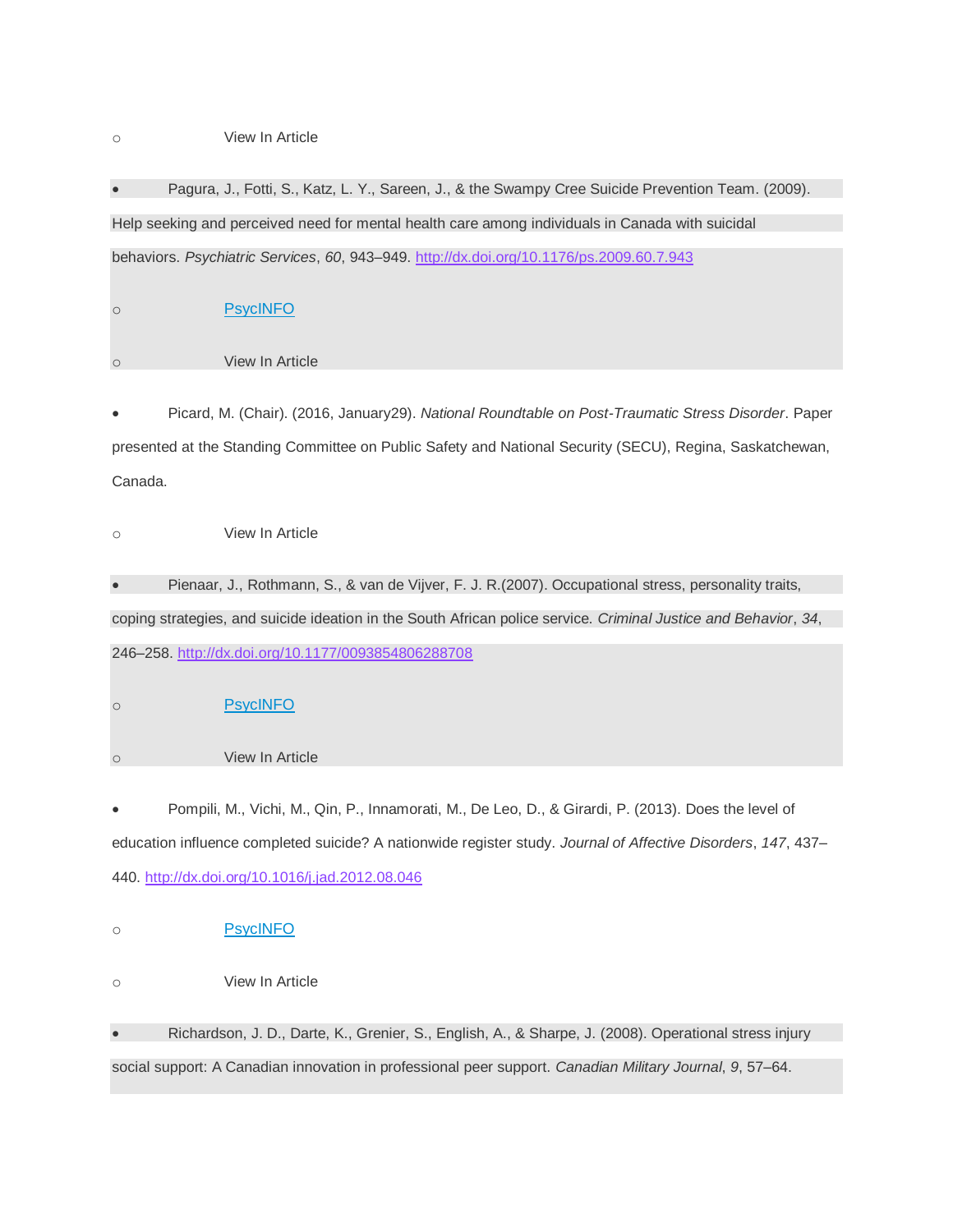- View In Article

- Pagura, J., Fotti, S., Katz, L. Y., Sareen, J., & the Swampy Cree Suicide Prevention Team. (2009). Help seeking and perceived need for mental health care among individuals in Canada with suicidal behaviors. *Psychiatric Services*, *60*, 943–949. http://dx.doi.org/10.1176/ps.2009.60.7.943
  - PsycINFO
  - View In Article

- Picard, M. (Chair). (2016, January29). *National Roundtable on Post-Traumatic Stress Disorder*. Paper presented at the Standing Committee on Public Safety and National Security (SECU), Regina, Saskatchewan, Canada.
  - View In Article

- Pienaar, J., Rothmann, S., & van de Vijver, F. J. R.(2007). Occupational stress, personality traits, coping strategies, and suicide ideation in the South African police service. *Criminal Justice and Behavior*, *34*, 246–258. http://dx.doi.org/10.1177/0093854806288708
  - PsycINFO
  - View In Article

- Pompili, M., Vichi, M., Qin, P., Innamorati, M., De Leo, D., & Girardi, P. (2013). Does the level of education influence completed suicide? A nationwide register study. *Journal of Affective Disorders*, *147*, 437–440. http://dx.doi.org/10.1016/j.jad.2012.08.046
  - PsycINFO
  - View In Article

- Richardson, J. D., Darte, K., Grenier, S., English, A., & Sharpe, J. (2008). Operational stress injury social support: A Canadian innovation in professional peer support. *Canadian Military Journal*, *9*, 57–64.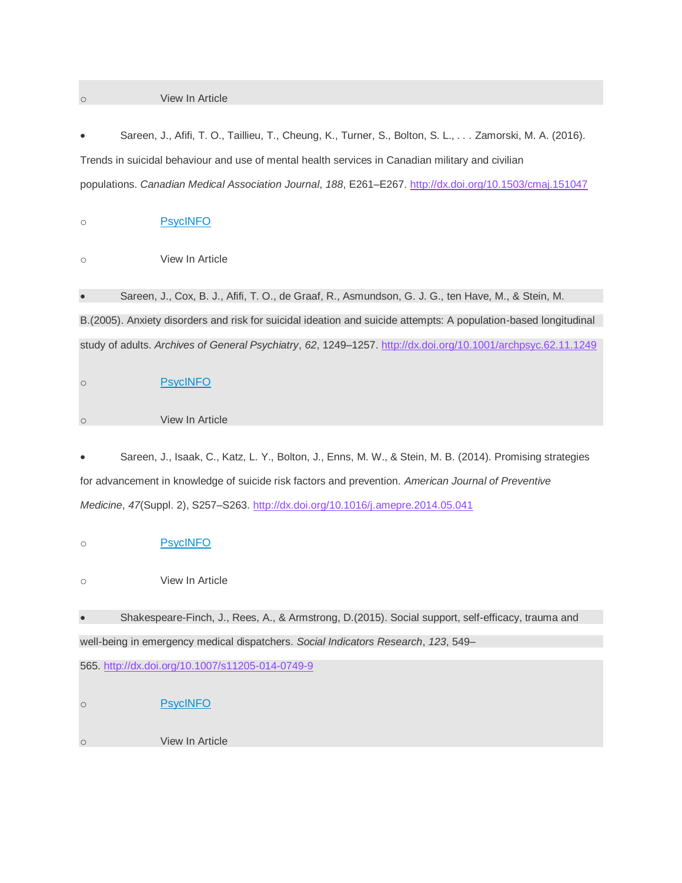- View In Article

- Sareen, J., Afifi, T. O., Taillieu, T., Cheung, K., Turner, S., Bolton, S. L., . . . Zamorski, M. A. (2016). Trends in suicidal behaviour and use of mental health services in Canadian military and civilian populations. *Canadian Medical Association Journal*, *188*, E261–E267. http://dx.doi.org/10.1503/cmaj.151047
  - PsycINFO
  - View In Article

- Sareen, J., Cox, B. J., Afifi, T. O., de Graaf, R., Asmundson, G. J. G., ten Have, M., & Stein, M. B.(2005). Anxiety disorders and risk for suicidal ideation and suicide attempts: A population-based longitudinal study of adults. *Archives of General Psychiatry*, *62*, 1249–1257. http://dx.doi.org/10.1001/archpsyc.62.11.1249
  - PsycINFO
  - View In Article

- Sareen, J., Isaak, C., Katz, L. Y., Bolton, J., Enns, M. W., & Stein, M. B. (2014). Promising strategies for advancement in knowledge of suicide risk factors and prevention. *American Journal of Preventive Medicine*, *47*(Suppl. 2), S257–S263. http://dx.doi.org/10.1016/j.amepre.2014.05.041
  - PsycINFO
  - View In Article

- Shakespeare-Finch, J., Rees, A., & Armstrong, D.(2015). Social support, self-efficacy, trauma and well-being in emergency medical dispatchers. *Social Indicators Research*, *123*, 549–565. http://dx.doi.org/10.1007/s11205-014-0749-9
  - PsycINFO
  - View In Article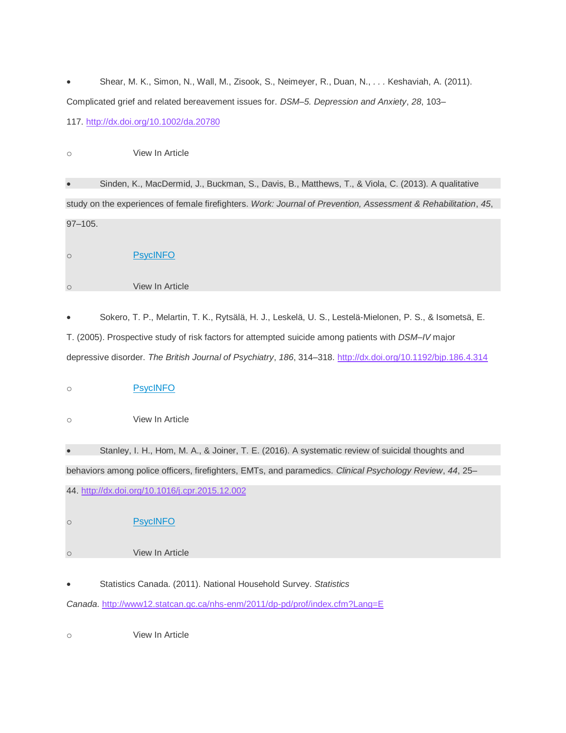- Shear, M. K., Simon, N., Wall, M., Zisook, S., Neimeyer, R., Duan, N., . . . Keshaviah, A. (2011). Complicated grief and related bereavement issues for. *DSM–5. Depression and Anxiety*, *28*, 103–117. http://dx.doi.org/10.1002/da.20780
  - View In Article
- Sinden, K., MacDermid, J., Buckman, S., Davis, B., Matthews, T., & Viola, C. (2013). A qualitative study on the experiences of female firefighters. *Work: Journal of Prevention, Assessment & Rehabilitation*, *45*, 97–105.
  - PsycINFO
  - View In Article
- Sokero, T. P., Melartin, T. K., Rytsälä, H. J., Leskelä, U. S., Lestelä-Mielonen, P. S., & Isometsä, E. T. (2005). Prospective study of risk factors for attempted suicide among patients with *DSM–IV* major depressive disorder. *The British Journal of Psychiatry*, *186*, 314–318. http://dx.doi.org/10.1192/bjp.186.4.314
  - PsycINFO
  - View In Article
- Stanley, I. H., Hom, M. A., & Joiner, T. E. (2016). A systematic review of suicidal thoughts and behaviors among police officers, firefighters, EMTs, and paramedics. *Clinical Psychology Review*, *44*, 25–44. http://dx.doi.org/10.1016/j.cpr.2015.12.002
  - PsycINFO
  - View In Article
- Statistics Canada. (2011). National Household Survey. *Statistics Canada*. http://www12.statcan.gc.ca/nhs-enm/2011/dp-pd/prof/index.cfm?Lang=E
  - View In Article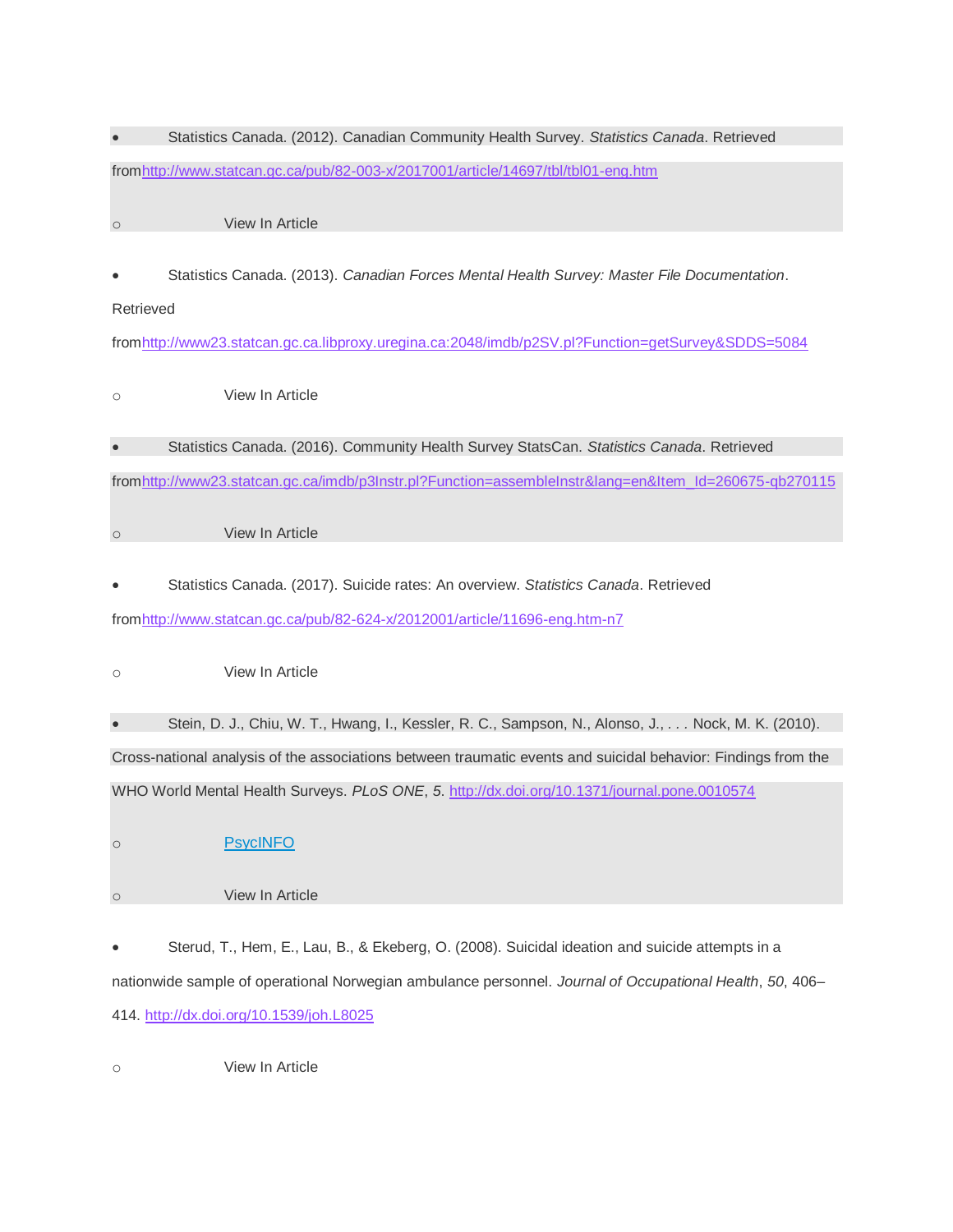- Statistics Canada. (2012). Canadian Community Health Survey. *Statistics Canada*. Retrieved fromhttp://www.statcan.gc.ca/pub/82-003-x/2017001/article/14697/tbl/tbl01-eng.htm
    - View In Article

- Statistics Canada. (2013). *Canadian Forces Mental Health Survey: Master File Documentation*. Retrieved fromhttp://www23.statcan.gc.ca.libproxy.uregina.ca:2048/imdb/p2SV.pl?Function=getSurvey&SDDS=5084
    - View In Article

- Statistics Canada. (2016). Community Health Survey StatsCan. *Statistics Canada*. Retrieved fromhttp://www23.statcan.gc.ca/imdb/p3Instr.pl?Function=assembleInstr&lang=en&Item_Id=260675-qb270115
    - View In Article

- Statistics Canada. (2017). Suicide rates: An overview. *Statistics Canada*. Retrieved fromhttp://www.statcan.gc.ca/pub/82-624-x/2012001/article/11696-eng.htm-n7
    - View In Article

- Stein, D. J., Chiu, W. T., Hwang, I., Kessler, R. C., Sampson, N., Alonso, J., . . . Nock, M. K. (2010). Cross-national analysis of the associations between traumatic events and suicidal behavior: Findings from the WHO World Mental Health Surveys. *PLoS ONE*, *5*. http://dx.doi.org/10.1371/journal.pone.0010574
    - PsycINFO
    - View In Article

- Sterud, T., Hem, E., Lau, B., & Ekeberg, O. (2008). Suicidal ideation and suicide attempts in a nationwide sample of operational Norwegian ambulance personnel. *Journal of Occupational Health*, *50*, 406–414. http://dx.doi.org/10.1539/joh.L8025
    - View In Article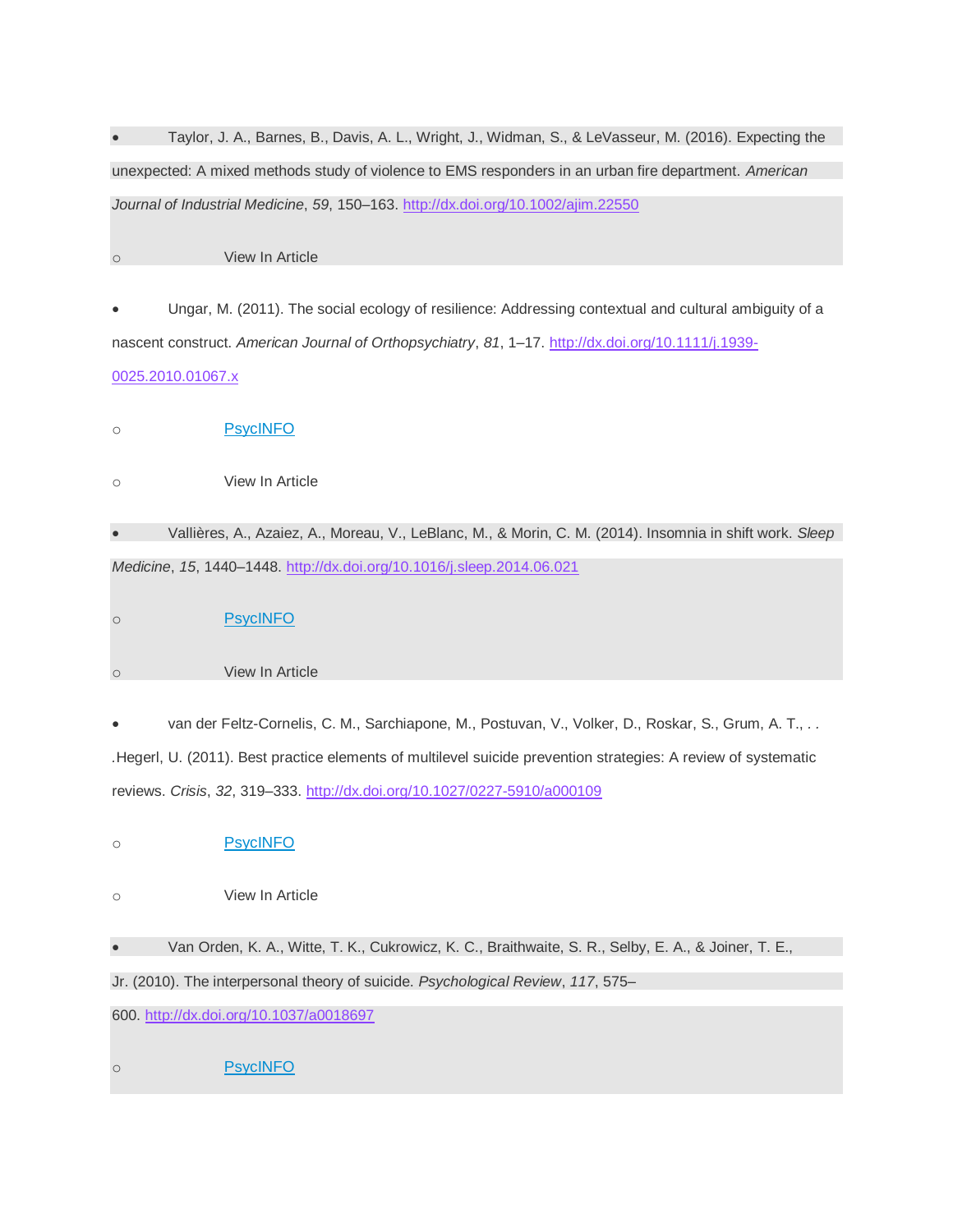- Taylor, J. A., Barnes, B., Davis, A. L., Wright, J., Widman, S., & LeVasseur, M. (2016). Expecting the unexpected: A mixed methods study of violence to EMS responders in an urban fire department. *American Journal of Industrial Medicine*, *59*, 150–163. http://dx.doi.org/10.1002/ajim.22550
    - View In Article
- Ungar, M. (2011). The social ecology of resilience: Addressing contextual and cultural ambiguity of a nascent construct. *American Journal of Orthopsychiatry*, *81*, 1–17. http://dx.doi.org/10.1111/j.1939-0025.2010.01067.x
    - PsycINFO
    - View In Article
- Vallières, A., Azaiez, A., Moreau, V., LeBlanc, M., & Morin, C. M. (2014). Insomnia in shift work. *Sleep Medicine*, *15*, 1440–1448. http://dx.doi.org/10.1016/j.sleep.2014.06.021
    - PsycINFO
    - View In Article
- van der Feltz-Cornelis, C. M., Sarchiapone, M., Postuvan, V., Volker, D., Roskar, S., Grum, A. T., . . .Hegerl, U. (2011). Best practice elements of multilevel suicide prevention strategies: A review of systematic reviews. *Crisis*, *32*, 319–333. http://dx.doi.org/10.1027/0227-5910/a000109
    - PsycINFO
    - View In Article
- Van Orden, K. A., Witte, T. K., Cukrowicz, K. C., Braithwaite, S. R., Selby, E. A., & Joiner, T. E., Jr. (2010). The interpersonal theory of suicide. *Psychological Review*, *117*, 575–600. http://dx.doi.org/10.1037/a0018697
    - PsycINFO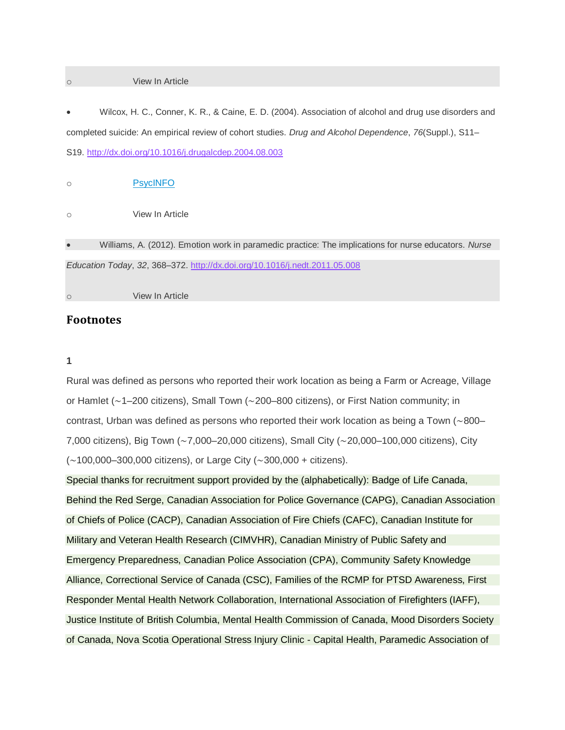- View In Article

- Wilcox, H. C., Conner, K. R., & Caine, E. D. (2004). Association of alcohol and drug use disorders and completed suicide: An empirical review of cohort studies. *Drug and Alcohol Dependence*, *76*(Suppl.), S11–S19. http://dx.doi.org/10.1016/j.drugalcdep.2004.08.003
  - PsycINFO
  - View In Article

- Williams, A. (2012). Emotion work in paramedic practice: The implications for nurse educators. *Nurse Education Today*, *32*, 368–372. http://dx.doi.org/10.1016/j.nedt.2011.05.008
  - View In Article

## Footnotes

**1**

Rural was defined as persons who reported their work location as being a Farm or Acreage, Village or Hamlet (~1–200 citizens), Small Town (~200–800 citizens), or First Nation community; in contrast, Urban was defined as persons who reported their work location as being a Town (~800–7,000 citizens), Big Town (~7,000–20,000 citizens), Small City (~20,000–100,000 citizens), City (~100,000–300,000 citizens), or Large City (~300,000 + citizens).

Special thanks for recruitment support provided by the (alphabetically): Badge of Life Canada, Behind the Red Serge, Canadian Association for Police Governance (CAPG), Canadian Association of Chiefs of Police (CACP), Canadian Association of Fire Chiefs (CAFC), Canadian Institute for Military and Veteran Health Research (CIMVHR), Canadian Ministry of Public Safety and Emergency Preparedness, Canadian Police Association (CPA), Community Safety Knowledge Alliance, Correctional Service of Canada (CSC), Families of the RCMP for PTSD Awareness, First Responder Mental Health Network Collaboration, International Association of Firefighters (IAFF), Justice Institute of British Columbia, Mental Health Commission of Canada, Mood Disorders Society of Canada, Nova Scotia Operational Stress Injury Clinic - Capital Health, Paramedic Association of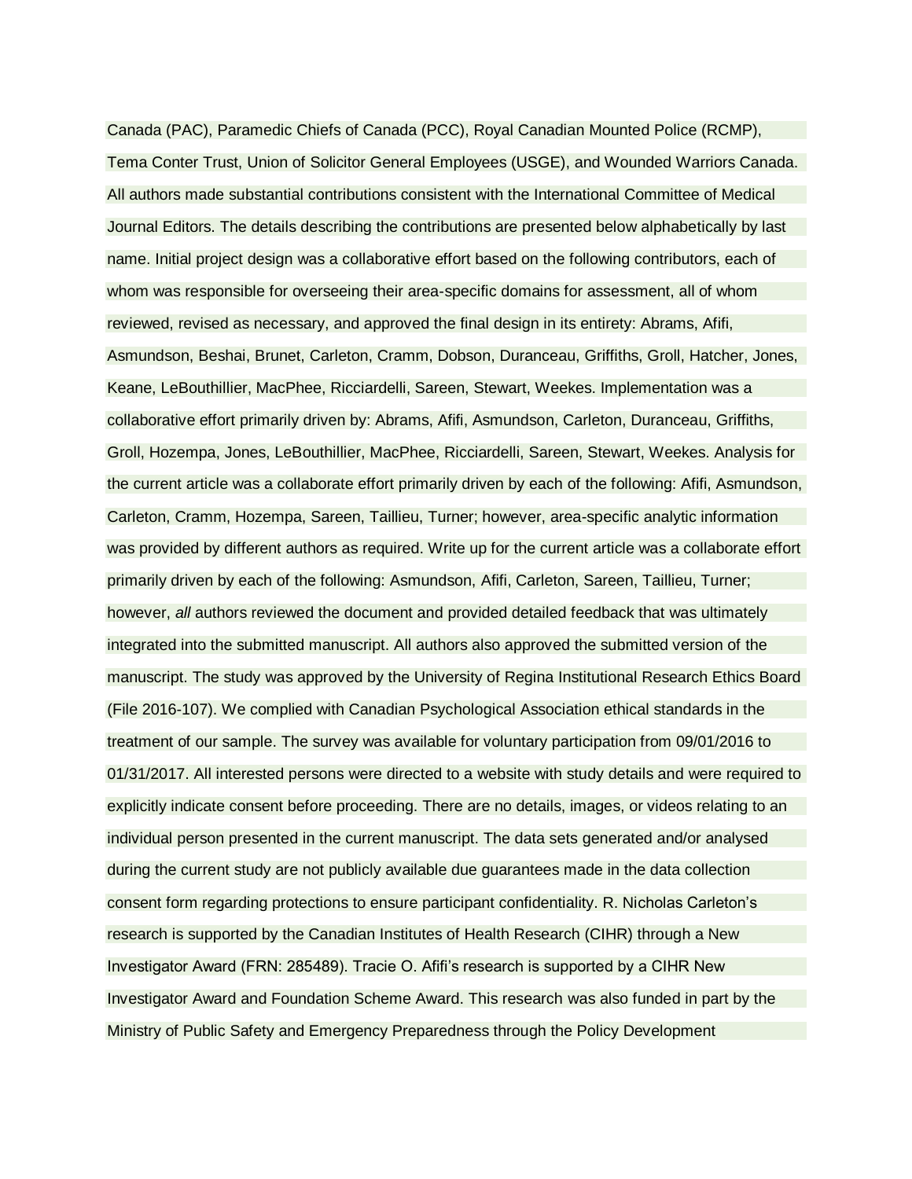Canada (PAC), Paramedic Chiefs of Canada (PCC), Royal Canadian Mounted Police (RCMP), Tema Conter Trust, Union of Solicitor General Employees (USGE), and Wounded Warriors Canada. All authors made substantial contributions consistent with the International Committee of Medical Journal Editors. The details describing the contributions are presented below alphabetically by last name. Initial project design was a collaborative effort based on the following contributors, each of whom was responsible for overseeing their area-specific domains for assessment, all of whom reviewed, revised as necessary, and approved the final design in its entirety: Abrams, Afifi, Asmundson, Beshai, Brunet, Carleton, Cramm, Dobson, Duranceau, Griffiths, Groll, Hatcher, Jones, Keane, LeBouthillier, MacPhee, Ricciardelli, Sareen, Stewart, Weekes. Implementation was a collaborative effort primarily driven by: Abrams, Afifi, Asmundson, Carleton, Duranceau, Griffiths, Groll, Hozempa, Jones, LeBouthillier, MacPhee, Ricciardelli, Sareen, Stewart, Weekes. Analysis for the current article was a collaborate effort primarily driven by each of the following: Afifi, Asmundson, Carleton, Cramm, Hozempa, Sareen, Taillieu, Turner; however, area-specific analytic information was provided by different authors as required. Write up for the current article was a collaborate effort primarily driven by each of the following: Asmundson, Afifi, Carleton, Sareen, Taillieu, Turner; however, *all* authors reviewed the document and provided detailed feedback that was ultimately integrated into the submitted manuscript. All authors also approved the submitted version of the manuscript. The study was approved by the University of Regina Institutional Research Ethics Board (File 2016-107). We complied with Canadian Psychological Association ethical standards in the treatment of our sample. The survey was available for voluntary participation from 09/01/2016 to 01/31/2017. All interested persons were directed to a website with study details and were required to explicitly indicate consent before proceeding. There are no details, images, or videos relating to an individual person presented in the current manuscript. The data sets generated and/or analysed during the current study are not publicly available due guarantees made in the data collection consent form regarding protections to ensure participant confidentiality. R. Nicholas Carleton's research is supported by the Canadian Institutes of Health Research (CIHR) through a New Investigator Award (FRN: 285489). Tracie O. Afifi's research is supported by a CIHR New Investigator Award and Foundation Scheme Award. This research was also funded in part by the Ministry of Public Safety and Emergency Preparedness through the Policy Development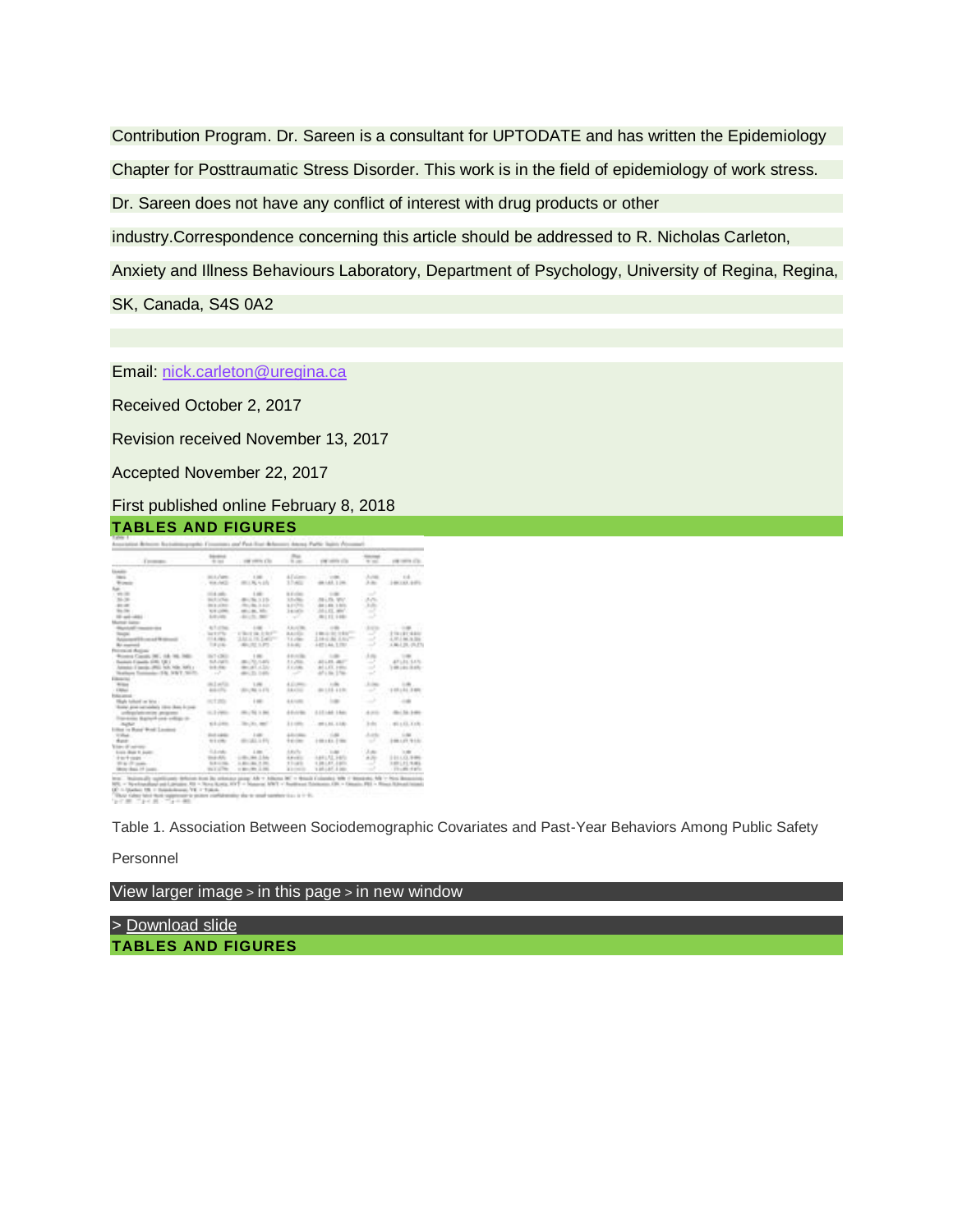Contribution Program. Dr. Sareen is a consultant for UPTODATE and has written the Epidemiology Chapter for Posttraumatic Stress Disorder. This work is in the field of epidemiology of work stress. Dr. Sareen does not have any conflict of interest with drug products or other industry.Correspondence concerning this article should be addressed to R. Nicholas Carleton, Anxiety and Illness Behaviours Laboratory, Department of Psychology, University of Regina, Regina, SK, Canada, S4S 0A2

Email: nick.carleton@uregina.ca

Received October 2, 2017

Revision received November 13, 2017

Accepted November 22, 2017

First published online February 8, 2018

**TABLES AND FIGURES**

Table 1. Association Between Sociodemographic Covariates and Past-Year Behaviors Among Public Safety Personnel

View larger image > in this page > in new window

> Download slide

**TABLES AND FIGURES**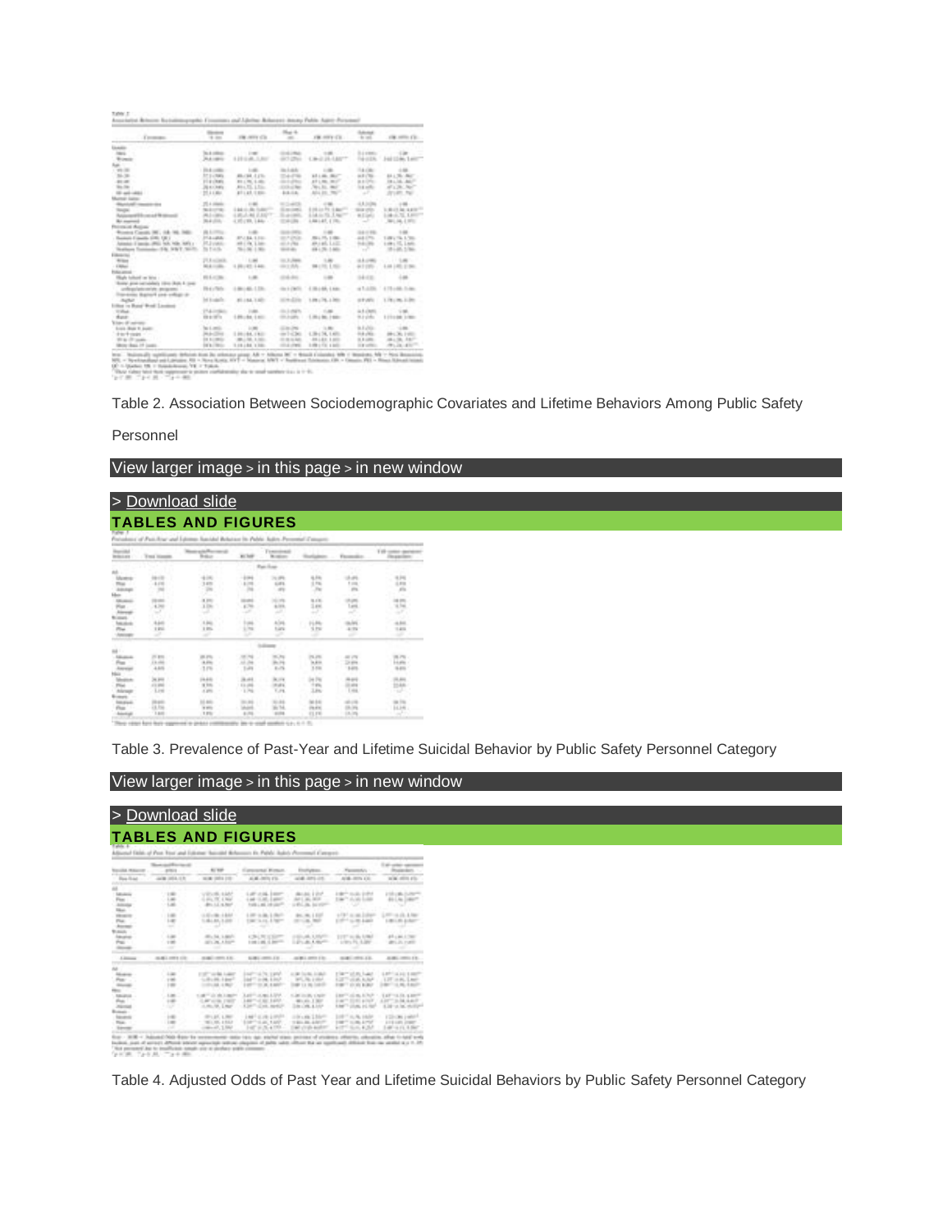Table 2. Association Between Sociodemographic Covariates and Lifetime Behaviors Among Public Safety Personnel

View larger image > in this page > in new window

> Download slide

**TABLES AND FIGURES**

Table 3. Prevalence of Past-Year and Lifetime Suicidal Behavior by Public Safety Personnel Category

View larger image > in this page > in new window

> Download slide

**TABLES AND FIGURES**

Table 4. Adjusted Odds of Past Year and Lifetime Suicidal Behaviors by Public Safety Personnel Category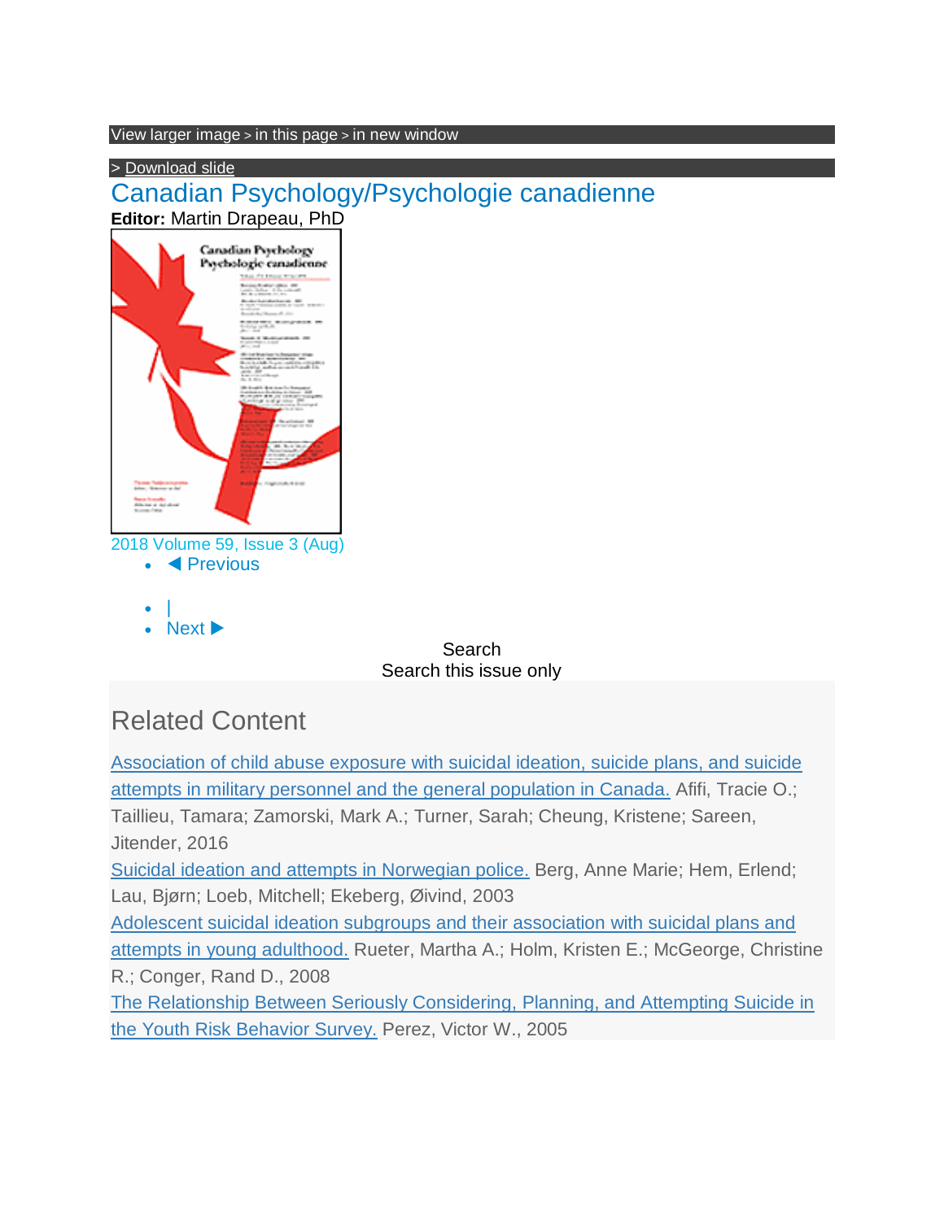View larger image > in this page > in new window

> Download slide

# Canadian Psychology/Psychologie canadienne

**Editor:** Martin Drapeau, PhD

2018 Volume 59, Issue 3 (Aug)

- ◀ Previous
- |
- Next ▶

Search

Search this issue only

## Related Content

Association of child abuse exposure with suicidal ideation, suicide plans, and suicide attempts in military personnel and the general population in Canada. Afifi, Tracie O.; Taillieu, Tamara; Zamorski, Mark A.; Turner, Sarah; Cheung, Kristene; Sareen, Jitender, 2016

Suicidal ideation and attempts in Norwegian police. Berg, Anne Marie; Hem, Erlend; Lau, Bjørn; Loeb, Mitchell; Ekeberg, Øivind, 2003

Adolescent suicidal ideation subgroups and their association with suicidal plans and attempts in young adulthood. Rueter, Martha A.; Holm, Kristen E.; McGeorge, Christine R.; Conger, Rand D., 2008

The Relationship Between Seriously Considering, Planning, and Attempting Suicide in the Youth Risk Behavior Survey. Perez, Victor W., 2005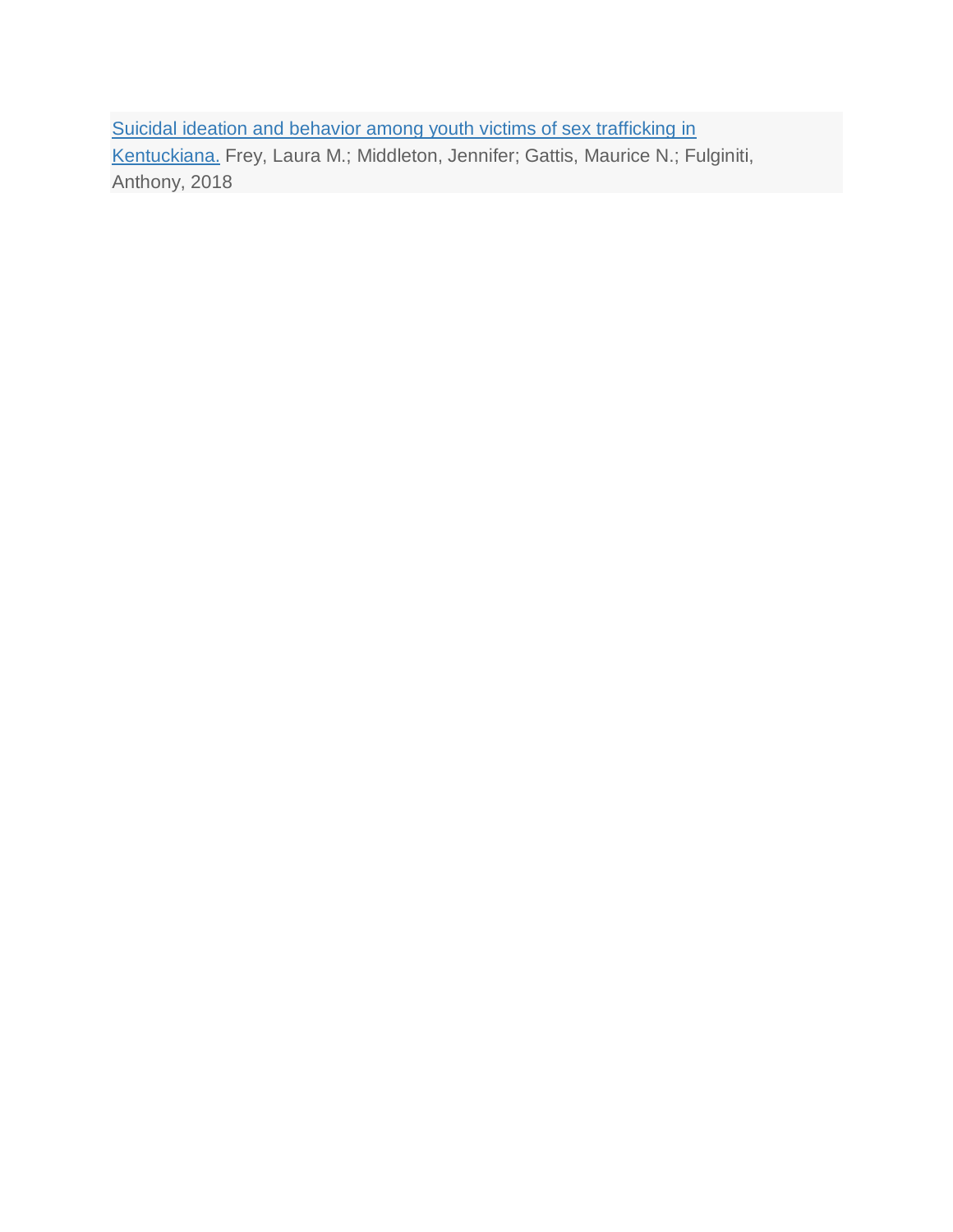Suicidal ideation and behavior among youth victims of sex trafficking in Kentuckiana. Frey, Laura M.; Middleton, Jennifer; Gattis, Maurice N.; Fulginiti, Anthony, 2018